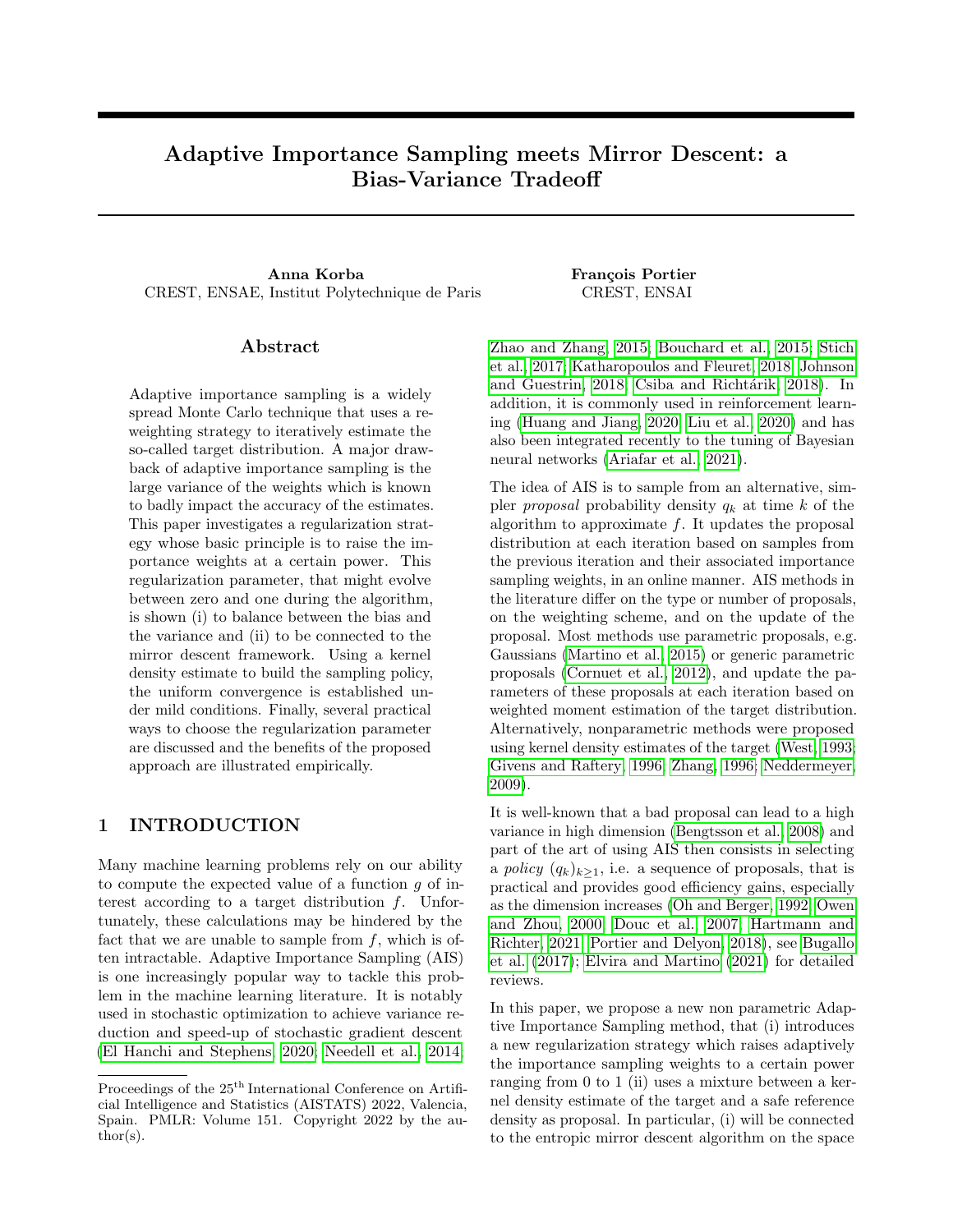# Adaptive Importance Sampling meets Mirror Descent: a Bias-Variance Tradeoff

**Anna Korba**
CREST, ENSAE, Institut Polytechnique de Paris

**François Portier**
CREST, ENSAI

## Abstract

Adaptive importance sampling is a widely spread Monte Carlo technique that uses a re-weighting strategy to iteratively estimate the so-called target distribution. A major drawback of adaptive importance sampling is the large variance of the weights which is known to badly impact the accuracy of the estimates. This paper investigates a regularization strategy whose basic principle is to raise the importance weights at a certain power. This regularization parameter, that might evolve between zero and one during the algorithm, is shown (i) to balance between the bias and the variance and (ii) to be connected to the mirror descent framework. Using a kernel density estimate to build the sampling policy, the uniform convergence is established under mild conditions. Finally, several practical ways to choose the regularization parameter are discussed and the benefits of the proposed approach are illustrated empirically.

## 1 INTRODUCTION

Many machine learning problems rely on our ability to compute the expected value of a function $g$ of interest according to a target distribution $f$. Unfortunately, these calculations may be hindered by the fact that we are unable to sample from $f$, which is often intractable. Adaptive Importance Sampling (AIS) is one increasingly popular way to tackle this problem in the machine learning literature. It is notably used in stochastic optimization to achieve variance reduction and speed-up of stochastic gradient descent (El Hanchi and Stephens, 2020; Needell et al., 2014; Zhao and Zhang, 2015; Bouchard et al., 2015; Stich et al., 2017; Katharopoulos and Fleuret, 2018; Johnson and Guestrin, 2018; Csiba and Richtárik, 2018). In addition, it is commonly used in reinforcement learning (Huang and Jiang, 2020; Liu et al., 2020) and has also been integrated recently to the tuning of Bayesian neural networks (Ariafar et al., 2021).

The idea of AIS is to sample from an alternative, simpler *proposal* probability density $q_k$ at time $k$ of the algorithm to approximate $f$. It updates the proposal distribution at each iteration based on samples from the previous iteration and their associated importance sampling weights, in an online manner. AIS methods in the literature differ on the type or number of proposals, on the weighting scheme, and on the update of the proposal. Most methods use parametric proposals, e.g. Gaussians (Martino et al., 2015) or generic parametric proposals (Cornuet et al., 2012), and update the parameters of these proposals at each iteration based on weighted moment estimation of the target distribution. Alternatively, nonparametric methods were proposed using kernel density estimates of the target (West, 1993; Givens and Raftery, 1996; Zhang, 1996; Neddermeyer, 2009).

It is well-known that a bad proposal can lead to a high variance in high dimension (Bengtsson et al., 2008) and part of the art of using AIS then consists in selecting a *policy* $(q_k)_{k\geq 1}$, i.e. a sequence of proposals, that is practical and provides good efficiency gains, especially as the dimension increases (Oh and Berger, 1992; Owen and Zhou, 2000; Douc et al., 2007; Hartmann and Richter, 2021; Portier and Delyon, 2018), see Bugallo et al. (2017); Elvira and Martino (2021) for detailed reviews.

In this paper, we propose a new non parametric Adaptive Importance Sampling method, that (i) introduces a new regularization strategy which raises adaptively the importance sampling weights to a certain power ranging from 0 to 1 (ii) uses a mixture between a kernel density estimate of the target and a safe reference density as proposal. In particular, (i) will be connected to the entropic mirror descent algorithm on the space

Proceedings of the 25[th] International Conference on Artificial Intelligence and Statistics (AISTATS) 2022, Valencia, Spain. PMLR: Volume 151. Copyright 2022 by the author(s).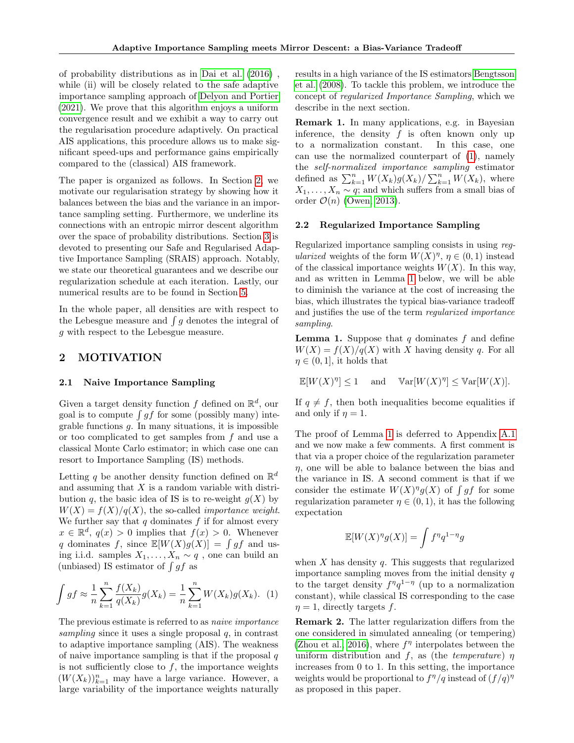of probability distributions as in Dai et al. (2016) , while (ii) will be closely related to the safe adaptive importance sampling approach of Delyon and Portier (2021). We prove that this algorithm enjoys a uniform convergence result and we exhibit a way to carry out the regularisation procedure adaptively. On practical AIS applications, this procedure allows us to make significant speed-ups and performance gains empirically compared to the (classical) AIS framework.

The paper is organized as follows. In Section 2, we motivate our regularisation strategy by showing how it balances between the bias and the variance in an importance sampling setting. Furthermore, we underline its connections with an entropic mirror descent algorithm over the space of probability distributions. Section 3 is devoted to presenting our Safe and Regularised Adaptive Importance Sampling (SRAIS) approach. Notably, we state our theoretical guarantees and we describe our regularization schedule at each iteration. Lastly, our numerical results are to be found in Section 5.

In the whole paper, all densities are with respect to the Lebesgue measure and $\int g$ denotes the integral of $g$ with respect to the Lebesgue measure.

## 2 MOTIVATION

### 2.1 Naive Importance Sampling

Given a target density function $f$ defined on $\mathbb{R}^d$, our goal is to compute $\int gf$ for some (possibly many) integrable functions $g$. In many situations, it is impossible or too complicated to get samples from $f$ and use a classical Monte Carlo estimator; in which case one can resort to Importance Sampling (IS) methods.

Letting $q$ be another density function defined on $\mathbb{R}^d$ and assuming that $X$ is a random variable with distribution $q$, the basic idea of IS is to re-weight $g(X)$ by $W(X) = f(X)/q(X)$, the so-called *importance weight*. We further say that $q$ dominates $f$ if for almost every $x \in \mathbb{R}^d$, $q(x) > 0$ implies that $f(x) > 0$. Whenever $q$ dominates $f$, since $\mathbb{E}[W(X)g(X)] = \int gf$ and using i.i.d. samples $X_1, \ldots, X_n \sim q$ , one can build an (unbiased) IS estimator of $\int gf$ as

$$\int gf \approx \frac{1}{n}\sum_{k=1}^{n} \frac{f(X_k)}{q(X_k)} g(X_k) = \frac{1}{n}\sum_{k=1}^{n} W(X_k) g(X_k). \quad (1)$$

The previous estimate is referred to as *naive importance sampling* since it uses a single proposal $q$, in contrast to adaptive importance sampling (AIS). The weakness of naive importance sampling is that if the proposal $q$ is not sufficiently close to $f$, the importance weights $(W(X_k))_{k=1}^n$ may have a large variance. However, a large variability of the importance weights naturally results in a high variance of the IS estimators Bengtsson et al. (2008). To tackle this problem, we introduce the concept of *regularized Importance Sampling*, which we describe in the next section.

**Remark 1.** In many applications, e.g. in Bayesian inference, the density $f$ is often known only up to a normalization constant. In this case, one can use the normalized counterpart of (1), namely the *self-normalized importance sampling* estimator defined as $\sum_{k=1}^n W(X_k)g(X_k)/\sum_{k=1}^n W(X_k)$, where $X_1, \ldots, X_n \sim q$; and which suffers from a small bias of order $\mathcal{O}(n)$ (Owen, 2013).

### 2.2 Regularized Importance Sampling

Regularized importance sampling consists in using *regularized* weights of the form $W(X)^\eta$, $\eta \in (0, 1)$ instead of the classical importance weights $W(X)$. In this way, and as written in Lemma 1 below, we will be able to diminish the variance at the cost of increasing the bias, which illustrates the typical bias-variance tradeoff and justifies the use of the term *regularized importance sampling*.

**Lemma 1.** Suppose that $q$ dominates $f$ and define $W(X) = f(X)/q(X)$ with $X$ having density $q$. For all $\eta \in (0, 1]$, it holds that

$$\mathbb{E}[W(X)^\eta] \leq 1 \quad \text{and} \quad \mathbb{V}\text{ar}[W(X)^\eta] \leq \mathbb{V}\text{ar}[W(X)].$$

If $q \neq f$, then both inequalities become equalities if and only if $\eta = 1$.

The proof of Lemma 1 is deferred to Appendix A.1 and we now make a few comments. A first comment is that via a proper choice of the regularization parameter $\eta$, one will be able to balance between the bias and the variance in IS. A second comment is that if we consider the estimate $W(X)^\eta g(X)$ of $\int gf$ for some regularization parameter $\eta \in (0, 1)$, it has the following expectation

$$\mathbb{E}[W(X)^\eta g(X)] = \int f^\eta q^{1-\eta} g$$

when $X$ has density $q$. This suggests that regularized importance sampling moves from the initial density $q$ to the target density $f^\eta q^{1-\eta}$ (up to a normalization constant), while classical IS corresponding to the case $\eta = 1$, directly targets $f$.

**Remark 2.** The latter regularization differs from the one considered in simulated annealing (or tempering) (Zhou et al., 2016), where $f^\eta$ interpolates between the uniform distribution and $f$, as (the *temperature*) $\eta$ increases from 0 to 1. In this setting, the importance weights would be proportional to $f^\eta/q$ instead of $(f/q)^\eta$ as proposed in this paper.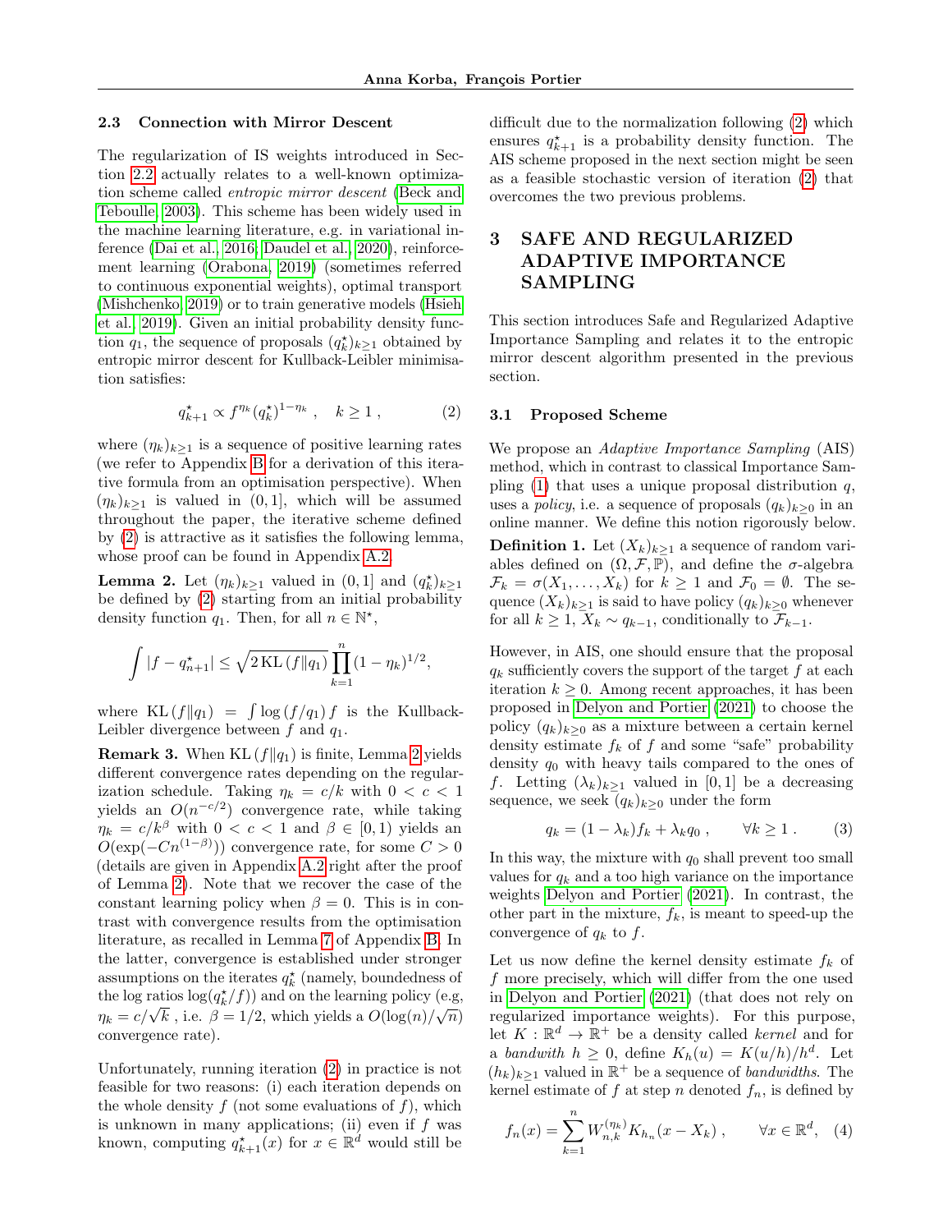### 2.3 Connection with Mirror Descent

The regularization of IS weights introduced in Section 2.2 actually relates to a well-known optimization scheme called *entropic mirror descent* (Beck and Teboulle, 2003). This scheme has been widely used in the machine learning literature, e.g. in variational inference (Dai et al., 2016; Daudel et al., 2020), reinforcement learning (Orabona, 2019) (sometimes referred to continuous exponential weights), optimal transport (Mishchenko, 2019) or to train generative models (Hsieh et al., 2019). Given an initial probability density function $q_1$, the sequence of proposals $(q_k^\star)_{k\geq 1}$ obtained by entropic mirror descent for Kullback-Leibler minimisation satisfies:

$$q_{k+1}^\star \propto f^{\eta_k}(q_k^\star)^{1-\eta_k}\ , \quad k \geq 1\ , \tag{2}$$

where $(\eta_k)_{k\geq 1}$ is a sequence of positive learning rates (we refer to Appendix B for a derivation of this iterative formula from an optimisation perspective). When $(\eta_k)_{k\geq 1}$ is valued in $(0, 1]$, which will be assumed throughout the paper, the iterative scheme defined by (2) is attractive as it satisfies the following lemma, whose proof can be found in Appendix A.2.

**Lemma 2.** Let $(\eta_k)_{k\geq 1}$ valued in $(0, 1]$ and $(q_k^\star)_{k\geq 1}$ be defined by (2) starting from an initial probability density function $q_1$. Then, for all $n \in \mathbb{N}^\star$,

$$\int |f - q_{n+1}^\star| \leq \sqrt{2\,\mathrm{KL}\left(f\|q_1\right)} \prod_{k=1}^{n} (1-\eta_k)^{1/2},$$

where $\mathrm{KL}\left(f\|q_1\right) = \int \log\left(f/q_1\right) f$ is the Kullback-Leibler divergence between $f$ and $q_1$.

**Remark 3.** When $\mathrm{KL}\left(f\|q_1\right)$ is finite, Lemma 2 yields different convergence rates depending on the regularization schedule. Taking $\eta_k = c/k$ with $0 < c < 1$ yields an $O(n^{-c/2})$ convergence rate, while taking $\eta_k = c/k^\beta$ with $0 < c < 1$ and $\beta \in [0, 1)$ yields an $O(\exp(-Cn^{(1-\beta)}))$ convergence rate, for some $C > 0$ (details are given in Appendix A.2 right after the proof of Lemma 2). Note that we recover the case of the constant learning policy when $\beta = 0$. This is in contrast with convergence results from the optimisation literature, as recalled in Lemma 7 of Appendix B. In the latter, convergence is established under stronger assumptions on the iterates $q_k^\star$ (namely, boundedness of the log ratios $\log(q_k^\star/f)$) and on the learning policy (e.g, $\eta_k = c/\sqrt{k}$ , i.e. $\beta = 1/2$, which yields a $O(\log(n)/\sqrt{n})$ convergence rate).

Unfortunately, running iteration (2) in practice is not feasible for two reasons: (i) each iteration depends on the whole density $f$ (not some evaluations of $f$), which is unknown in many applications; (ii) even if $f$ was known, computing $q_{k+1}^\star(x)$ for $x \in \mathbb{R}^d$ would still be difficult due to the normalization following (2) which ensures $q_{k+1}^\star$ is a probability density function. The AIS scheme proposed in the next section might be seen as a feasible stochastic version of iteration (2) that overcomes the two previous problems.

## 3 SAFE AND REGULARIZED ADAPTIVE IMPORTANCE SAMPLING

This section introduces Safe and Regularized Adaptive Importance Sampling and relates it to the entropic mirror descent algorithm presented in the previous section.

### 3.1 Proposed Scheme

We propose an *Adaptive Importance Sampling* (AIS) method, which in contrast to classical Importance Sampling (1) that uses a unique proposal distribution $q$, uses a *policy*, i.e. a sequence of proposals $(q_k)_{k\geq 0}$ in an online manner. We define this notion rigorously below.

**Definition 1.** Let $(X_k)_{k\geq 1}$ a sequence of random variables defined on $(\Omega, \mathcal{F}, \mathbb{P})$, and define the $\sigma$-algebra $\mathcal{F}_k = \sigma(X_1, \ldots, X_k)$ for $k \geq 1$ and $\mathcal{F}_0 = \emptyset$. The sequence $(X_k)_{k\geq 1}$ is said to have policy $(q_k)_{k\geq 0}$ whenever for all $k \geq 1$, $X_k \sim q_{k-1}$, conditionally to $\mathcal{F}_{k-1}$.

However, in AIS, one should ensure that the proposal $q_k$ sufficiently covers the support of the target $f$ at each iteration $k \geq 0$. Among recent approaches, it has been proposed in Delyon and Portier (2021) to choose the policy $(q_k)_{k\geq 0}$ as a mixture between a certain kernel density estimate $f_k$ of $f$ and some "safe" probability density $q_0$ with heavy tails compared to the ones of $f$. Letting $(\lambda_k)_{k\geq 1}$ valued in $[0, 1]$ be a decreasing sequence, we seek $(q_k)_{k\geq 0}$ under the form

$$q_k = (1-\lambda_k)f_k + \lambda_k q_0\ , \qquad \forall k \geq 1\ . \tag{3}$$

In this way, the mixture with $q_0$ shall prevent too small values for $q_k$ and a too high variance on the importance weights Delyon and Portier (2021). In contrast, the other part in the mixture, $f_k$, is meant to speed-up the convergence of $q_k$ to $f$.

Let us now define the kernel density estimate $f_k$ of $f$ more precisely, which will differ from the one used in Delyon and Portier (2021) (that does not rely on regularized importance weights). For this purpose, let $K : \mathbb{R}^d \to \mathbb{R}^+$ be a density called *kernel* and for a *bandwith* $h \geq 0$, define $K_h(u) = K(u/h)/h^d$. Let $(h_k)_{k\geq 1}$ valued in $\mathbb{R}^+$ be a sequence of *bandwidths*. The kernel estimate of $f$ at step $n$ denoted $f_n$, is defined by

$$f_n(x) = \sum_{k=1}^{n} W_{n,k}^{(\eta_k)} K_{h_n}(x - X_k)\ , \qquad \forall x \in \mathbb{R}^d, \tag{4}$$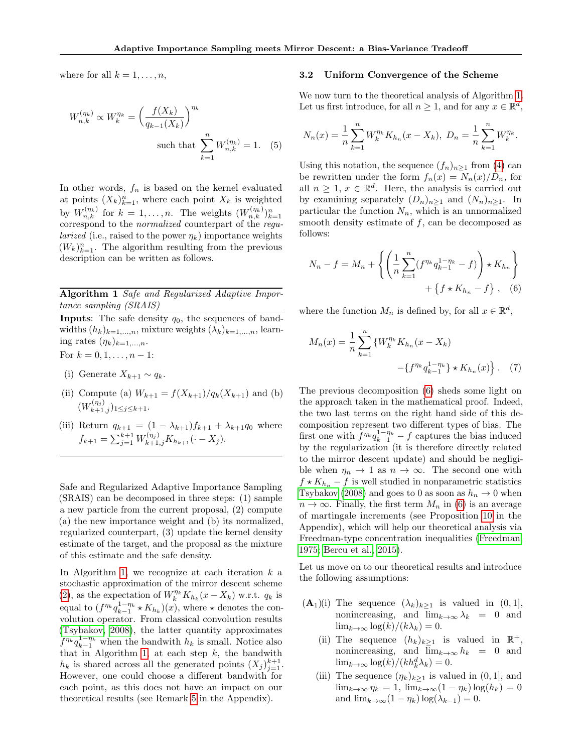where for all $k = 1, \ldots, n$,

$$W_{n,k}^{(\eta_k)} \propto W_k^{\eta_k} = \left(\frac{f(X_k)}{q_{k-1}(X_k)}\right)^{\eta_k} \quad \text{such that } \sum_{k=1}^n W_{n,k}^{(\eta_k)} = 1. \quad (5)$$

In other words, $f_n$ is based on the kernel evaluated at points $(X_k)_{k=1}^n$, where each point $X_k$ is weighted by $W_{n,k}^{(\eta_k)}$ for $k = 1, \ldots, n$. The weights $(W_{n,k}^{(\eta_k)})_{k=1}^n$ correspond to the *normalized* counterpart of the *regularized* (i.e., raised to the power $\eta_k$) importance weights $(W_k)_{k=1}^n$. The algorithm resulting from the previous description can be written as follows.

---

**Algorithm 1** *Safe and Regularized Adaptive Importance sampling (SRAIS)*

**Inputs**: The safe density $q_0$, the sequences of bandwidths $(h_k)_{k=1,\ldots,n}$, mixture weights $(\lambda_k)_{k=1,\ldots,n}$, learning rates $(\eta_k)_{k=1,\ldots,n}$.

For $k = 0, 1, \ldots, n-1$:

(i) Generate $X_{k+1} \sim q_k$.

(ii) Compute (a) $W_{k+1} = f(X_{k+1})/q_k(X_{k+1})$ and (b) $(W_{k+1,j}^{(\eta_j)})_{1 \le j \le k+1}$.

(iii) Return $q_{k+1} = (1 - \lambda_{k+1}) f_{k+1} + \lambda_{k+1} q_0$ where $f_{k+1} = \sum_{j=1}^{k+1} W_{k+1,j}^{(\eta_j)} K_{h_{k+1}}(\cdot - X_j)$.

---

Safe and Regularized Adaptive Importance Sampling (SRAIS) can be decomposed in three steps: (1) sample a new particle from the current proposal, (2) compute (a) the new importance weight and (b) its normalized, regularized counterpart, (3) update the kernel density estimate of the target, and the proposal as the mixture of this estimate and the safe density.

In Algorithm 1, we recognize at each iteration $k$ a stochastic approximation of the mirror descent scheme (2), as the expectation of $W_k^{\eta_k} K_{h_k}(x - X_k)$ w.r.t. $q_k$ is equal to $(f^{\eta_k} q_{k-1}^{1-\eta_k} \star K_{h_k})(x)$, where $\star$ denotes the convolution operator. From classical convolution results (Tsybakov, 2008), the latter quantity approximates $f^{\eta_k} q_{k-1}^{1-\eta_k}$ when the bandwith $h_k$ is small. Notice also that in Algorithm 1, at each step $k$, the bandwith $h_k$ is shared across all the generated points $(X_j)_{j=1}^{k+1}$. However, one could choose a different bandwith for each point, as this does not have an impact on our theoretical results (see Remark 5 in the Appendix).

### 3.2 Uniform Convergence of the Scheme

We now turn to the theoretical analysis of Algorithm 1. Let us first introduce, for all $n \ge 1$, and for any $x \in \mathbb{R}^d$,

$$N_n(x) = \frac{1}{n} \sum_{k=1}^n W_k^{\eta_k} K_{h_n}(x - X_k), \; D_n = \frac{1}{n} \sum_{k=1}^n W_k^{\eta_k}.$$

Using this notation, the sequence $(f_n)_{n \ge 1}$ from (4) can be rewritten under the form $f_n(x) = N_n(x)/D_n$, for all $n \ge 1$, $x \in \mathbb{R}^d$. Here, the analysis is carried out by examining separately $(D_n)_{n \ge 1}$ and $(N_n)_{n \ge 1}$. In particular the function $N_n$, which is an unnormalized smooth density estimate of $f$, can be decomposed as follows:

$$N_n - f = M_n + \left\{ \left( \frac{1}{n} \sum_{k=1}^n (f^{\eta_k} q_{k-1}^{1-\eta_k} - f) \right) \star K_{h_n} \right\} + \left\{ f \star K_{h_n} - f \right\}, \quad (6)$$

where the function $M_n$ is defined by, for all $x \in \mathbb{R}^d$,

$$M_n(x) = \frac{1}{n} \sum_{k=1}^n \left\{ W_k^{\eta_k} K_{h_n}(x - X_k) - \{f^{\eta_k} q_{k-1}^{1-\eta_k}\} \star K_{h_n}(x) \right\}. \quad (7)$$

The previous decomposition (6) sheds some light on the approach taken in the mathematical proof. Indeed, the two last terms on the right hand side of this decomposition represent two different types of bias. The first one with $f^{\eta_k} q_{k-1}^{1-\eta_k} - f$ captures the bias induced by the regularization (it is therefore directly related to the mirror descent update) and should be negligible when $\eta_n \to 1$ as $n \to \infty$. The second one with $f \star K_{h_n} - f$ is well studied in nonparametric statistics Tsybakov (2008) and goes to 0 as soon as $h_n \to 0$ when $n \to \infty$. Finally, the first term $M_n$ in (6) is an average of martingale increments (see Proposition 10 in the Appendix), which will help our theoretical analysis via Freedman-type concentration inequalities (Freedman, 1975; Bercu et al., 2015).

Let us move on to our theoretical results and introduce the following assumptions:

**(A$_1$)**(i) The sequence $(\lambda_k)_{k \ge 1}$ is valued in $(0, 1]$, nonincreasing, and $\lim_{k \to \infty} \lambda_k = 0$ and $\lim_{k \to \infty} \log(k)/(k\lambda_k) = 0$.

(ii) The sequence $(h_k)_{k \ge 1}$ is valued in $\mathbb{R}^+$, nonincreasing, and $\lim_{k \to \infty} h_k = 0$ and $\lim_{k \to \infty} \log(k)/(k h_k^d \lambda_k) = 0$.

(iii) The sequence $(\eta_k)_{k \ge 1}$ is valued in $(0, 1]$, and $\lim_{k \to \infty} \eta_k = 1$, $\lim_{k \to \infty} (1 - \eta_k) \log(h_k) = 0$ and $\lim_{k \to \infty} (1 - \eta_k) \log(\lambda_{k-1}) = 0$.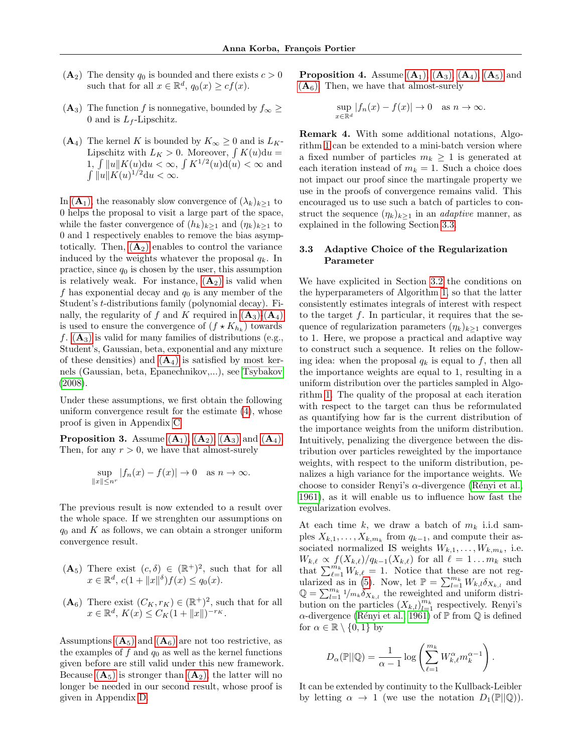**(A$_2$)** The density $q_0$ is bounded and there exists $c > 0$ such that for all $x \in \mathbb{R}^d$, $q_0(x) \geq cf(x)$.

**(A$_3$)** The function $f$ is nonnegative, bounded by $f_\infty \geq 0$ and is $L_f$-Lipschitz.

**(A$_4$)** The kernel $K$ is bounded by $K_\infty \geq 0$ and is $L_K$-Lipschitz with $L_K > 0$. Moreover, $\int K(u)\mathrm{d}u = 1$, $\int \|u\|K(u)\mathrm{d}u < \infty$, $\int K^{1/2}(u)\mathrm{d}(u) < \infty$ and $\int \|u\|K(u)^{1/2}\mathrm{d}u < \infty$.

In (A$_1$), the reasonably slow convergence of $(\lambda_k)_{k\geq 1}$ to 0 helps the proposal to visit a large part of the space, while the faster convergence of $(h_k)_{k\geq 1}$ and $(\eta_k)_{k\geq 1}$ to 0 and 1 respectively enables to remove the bias asymptotically. Then, (A$_2$) enables to control the variance induced by the weights whatever the proposal $q_k$. In practice, since $q_0$ is chosen by the user, this assumption is relatively weak. For instance, (A$_2$) is valid when $f$ has exponential decay and $q_0$ is any member of the Student's $t$-distributions family (polynomial decay). Finally, the regularity of $f$ and $K$ required in (A$_3$)-(A$_4$) is used to ensure the convergence of $(f \star K_{h_k})$ towards $f$. (A$_3$) is valid for many families of distributions (e.g., Student's, Gaussian, beta, exponential and any mixture of these densities) and (A$_4$) is satisfied by most kernels (Gaussian, beta, Epanechnikov,...), see Tsybakov (2008).

Under these assumptions, we first obtain the following uniform convergence result for the estimate (4), whose proof is given in Appendix C.

**Proposition 3.** Assume (A$_1$), (A$_2$), (A$_3$) and (A$_4$). Then, for any $r > 0$, we have that almost-surely

$$\sup_{\|x\| \leq n^r} |f_n(x) - f(x)| \to 0 \quad \text{as } n \to \infty.$$

The previous result is now extended to a result over the whole space. If we strenghten our assumptions on $q_0$ and $K$ as follows, we can obtain a stronger uniform convergence result.

**(A$_5$)** There exist $(c, \delta) \in (\mathbb{R}^+)^2$, such that for all $x \in \mathbb{R}^d$, $c(1 + \|x\|^\delta)f(x) \leq q_0(x)$.

**(A$_6$)** There exist $(C_K, r_K) \in (\mathbb{R}^+)^2$, such that for all $x \in \mathbb{R}^d$, $K(x) \leq C_K(1 + \|x\|)^{-r_K}$.

Assumptions (A$_5$) and (A$_6$) are not too restrictive, as the examples of $f$ and $q_0$ as well as the kernel functions given before are still valid under this new framework. Because (A$_5$) is stronger than (A$_2$), the latter will no longer be needed in our second result, whose proof is given in Appendix D.

**Proposition 4.** Assume (A$_1$), (A$_3$), (A$_4$), (A$_5$) and (A$_6$). Then, we have that almost-surely

$$\sup_{x \in \mathbb{R}^d} |f_n(x) - f(x)| \to 0 \quad \text{as } n \to \infty.$$

**Remark 4.** With some additional notations, Algorithm 1 can be extended to a mini-batch version where a fixed number of particles $m_k \geq 1$ is generated at each iteration instead of $m_k = 1$. Such a choice does not impact our proof since the martingale property we use in the proofs of convergence remains valid. This encouraged us to use such a batch of particles to construct the sequence $(\eta_k)_{k\geq 1}$ in an *adaptive* manner, as explained in the following Section 3.3.

### 3.3 Adaptive Choice of the Regularization Parameter

We have explicited in Section 3.2 the conditions on the hyperparameters of Algorithm 1, so that the latter consistently estimates integrals of interest with respect to the target $f$. In particular, it requires that the sequence of regularization parameters $(\eta_k)_{k\geq 1}$ converges to 1. Here, we propose a practical and adaptive way to construct such a sequence. It relies on the following idea: when the proposal $q_k$ is equal to $f$, then all the importance weights are equal to 1, resulting in a uniform distribution over the particles sampled in Algorithm 1. The quality of the proposal at each iteration with respect to the target can thus be reformulated as quantifying how far is the current distribution of the importance weights from the uniform distribution. Intuitively, penalizing the divergence between the distribution over particles reweighted by the importance weights, with respect to the uniform distribution, penalizes a high variance for the importance weights. We choose to consider Renyi's $\alpha$-divergence (Rényi et al., 1961), as it will enable us to influence how fast the regularization evolves.

At each time $k$, we draw a batch of $m_k$ i.i.d samples $X_{k,1}, \dots, X_{k,m_k}$ from $q_{k-1}$, and compute their associated normalized IS weights $W_{k,1}, \dots, W_{k,m_k}$, i.e. $W_{k,\ell} \propto f(X_{k,\ell})/q_{k-1}(X_{k,\ell})$ for all $\ell = 1 \dots m_k$ such that $\sum_{\ell=1}^{m_k} W_{k,\ell} = 1$. Notice that these are not regularized as in (5). Now, let $\mathbb{P} = \sum_{l=1}^{m_k} W_{k,l}\delta_{X_{k,l}}$ and $\mathbb{Q} = \sum_{l=1}^{m_k} {}^{1}/_{m_k}\delta_{X_{k,l}}$ the reweighted and uniform distribution on the particles $(X_{k,l})_{l=1}^{m_k}$ respectively. Renyi's $\alpha$-divergence (Rényi et al., 1961) of $\mathbb{P}$ from $\mathbb{Q}$ is defined for $\alpha \in \mathbb{R} \setminus \{0, 1\}$ by

$$D_\alpha(\mathbb{P}\|\mathbb{Q}) = \frac{1}{\alpha - 1} \log\left(\sum_{\ell=1}^{m_k} W_{k,\ell}^\alpha m_k^{\alpha-1}\right).$$

It can be extended by continuity to the Kullback-Leibler by letting $\alpha \to 1$ (we use the notation $D_1(\mathbb{P}\|\mathbb{Q})$).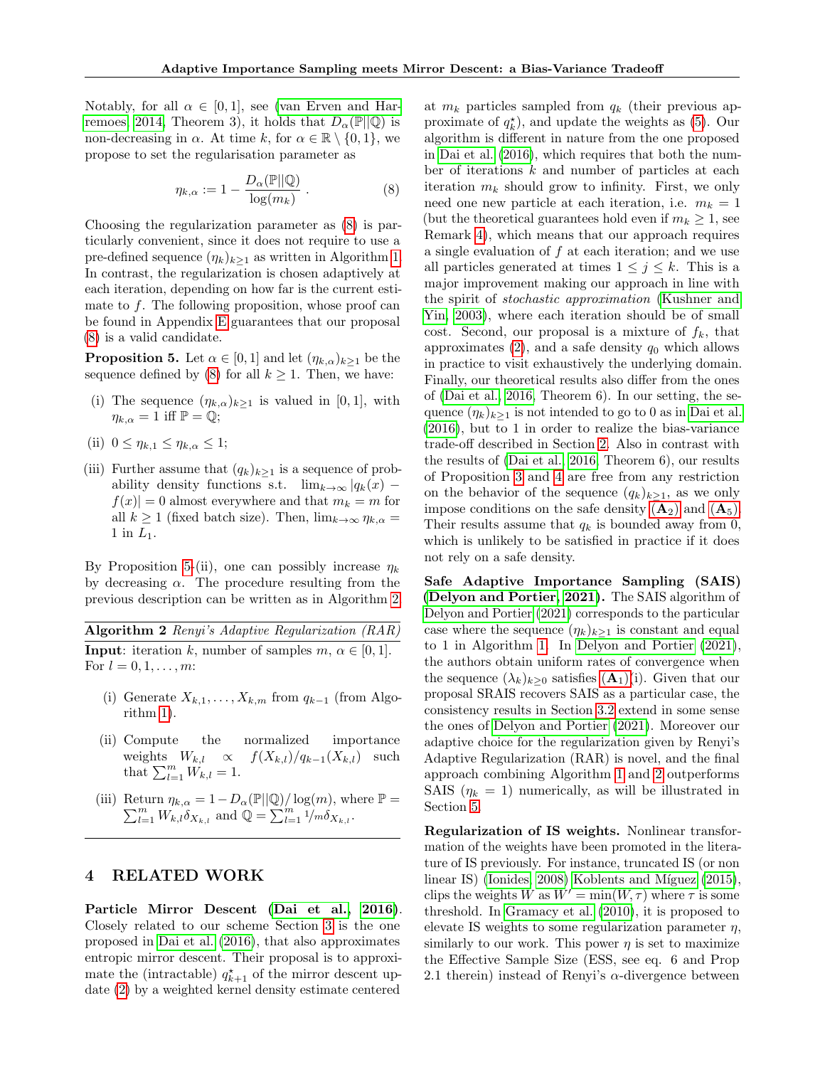Notably, for all $\alpha \in [0,1]$, see (van Erven and Harremoes, 2014, Theorem 3), it holds that $D_\alpha(\mathbb{P}||\mathbb{Q})$ is non-decreasing in $\alpha$. At time $k$, for $\alpha \in \mathbb{R} \setminus \{0,1\}$, we propose to set the regularisation parameter as

$$\eta_{k,\alpha} := 1 - \frac{D_\alpha(\mathbb{P}||\mathbb{Q})}{\log(m_k)} \,. \tag{8}$$

Choosing the regularization parameter as (8) is particularly convenient, since it does not require to use a pre-defined sequence $(\eta_k)_{k\geq 1}$ as written in Algorithm 1. In contrast, the regularization is chosen adaptively at each iteration, depending on how far is the current estimate to $f$. The following proposition, whose proof can be found in Appendix E guarantees that our proposal (8) is a valid candidate.

**Proposition 5.** Let $\alpha \in [0,1]$ and let $(\eta_{k,\alpha})_{k\geq 1}$ be the sequence defined by (8) for all $k \geq 1$. Then, we have:

(i) The sequence $(\eta_{k,\alpha})_{k\geq 1}$ is valued in $[0,1]$, with $\eta_{k,\alpha} = 1$ iff $\mathbb{P} = \mathbb{Q}$;

(ii) $0 \leq \eta_{k,1} \leq \eta_{k,\alpha} \leq 1$;

(iii) Further assume that $(q_k)_{k\geq 1}$ is a sequence of probability density functions s.t. $\lim_{k\to\infty} |q_k(x) - f(x)| = 0$ almost everywhere and that $m_k = m$ for all $k \geq 1$ (fixed batch size). Then, $\lim_{k\to\infty} \eta_{k,\alpha} = 1$ in $L_1$.

By Proposition 5-(ii), one can possibly increase $\eta_k$ by decreasing $\alpha$. The procedure resulting from the previous description can be written as in Algorithm 2.

---

**Algorithm 2** *Renyi's Adaptive Regularization (RAR)*

---

**Input**: iteration $k$, number of samples $m$, $\alpha \in [0,1]$.
For $l = 0, 1, \ldots, m$:

(i) Generate $X_{k,1}, \ldots, X_{k,m}$ from $q_{k-1}$ (from Algorithm 1).

(ii) Compute the normalized importance weights $W_{k,l} \propto f(X_{k,l})/q_{k-1}(X_{k,l})$ such that $\sum_{l=1}^m W_{k,l} = 1$.

(iii) Return $\eta_{k,\alpha} = 1 - D_\alpha(\mathbb{P}||\mathbb{Q})/\log(m)$, where $\mathbb{P} = \sum_{l=1}^m W_{k,l}\delta_{X_{k,l}}$ and $\mathbb{Q} = \sum_{l=1}^m {}^1\!/_m \delta_{X_{k,l}}$.

---

## 4 RELATED WORK

**Particle Mirror Descent (Dai et al., 2016).** Closely related to our scheme Section 3 is the one proposed in Dai et al. (2016), that also approximates entropic mirror descent. Their proposal is to approximate the (intractable) $q^\star_{k+1}$ of the mirror descent update (2) by a weighted kernel density estimate centered at $m_k$ particles sampled from $q_k$ (their previous approximate of $q^\star_k$), and update the weights as (5). Our algorithm is different in nature from the one proposed in Dai et al. (2016), which requires that both the number of iterations $k$ and number of particles at each iteration $m_k$ should grow to infinity. First, we only need one new particle at each iteration, i.e. $m_k = 1$ (but the theoretical guarantees hold even if $m_k \geq 1$, see Remark 4), which means that our approach requires a single evaluation of $f$ at each iteration; and we use all particles generated at times $1 \leq j \leq k$. This is a major improvement making our approach in line with the spirit of *stochastic approximation* (Kushner and Yin, 2003), where each iteration should be of small cost. Second, our proposal is a mixture of $f_k$, that approximates (2), and a safe density $q_0$ which allows in practice to visit exhaustively the underlying domain. Finally, our theoretical results also differ from the ones of (Dai et al., 2016, Theorem 6). In our setting, the sequence $(\eta_k)_{k\geq 1}$ is not intended to go to 0 as in Dai et al. (2016), but to 1 in order to realize the bias-variance trade-off described in Section 2. Also in contrast with the results of (Dai et al., 2016, Theorem 6), our results of Proposition 3 and 4 are free from any restriction on the behavior of the sequence $(q_k)_{k\geq 1}$, as we only impose conditions on the safe density $(\mathbf{A}_2)$ and $(\mathbf{A}_5)$. Their results assume that $q_k$ is bounded away from 0, which is unlikely to be satisfied in practice if it does not rely on a safe density.

**Safe Adaptive Importance Sampling (SAIS) (Delyon and Portier, 2021).** The SAIS algorithm of Delyon and Portier (2021) corresponds to the particular case where the sequence $(\eta_k)_{k\geq 1}$ is constant and equal to 1 in Algorithm 1. In Delyon and Portier (2021), the authors obtain uniform rates of convergence when the sequence $(\lambda_k)_{k\geq 0}$ satisfies $(\mathbf{A}_1)$(i). Given that our proposal SRAIS recovers SAIS as a particular case, the consistency results in Section 3.2 extend in some sense the ones of Delyon and Portier (2021). Moreover our adaptive choice for the regularization given by Renyi's Adaptive Regularization (RAR) is novel, and the final approach combining Algorithm 1 and 2 outperforms SAIS ($\eta_k = 1$) numerically, as will be illustrated in Section 5.

**Regularization of IS weights.** Nonlinear transformation of the weights have been promoted in the literature of IS previously. For instance, truncated IS (or non linear IS) (Ionides, 2008; Koblents and Míguez, 2015), clips the weights $W$ as $W' = \min(W, \tau)$ where $\tau$ is some threshold. In Gramacy et al. (2010), it is proposed to elevate IS weights to some regularization parameter $\eta$, similarly to our work. This power $\eta$ is set to maximize the Effective Sample Size (ESS, see eq. 6 and Prop 2.1 therein) instead of Renyi's $\alpha$-divergence between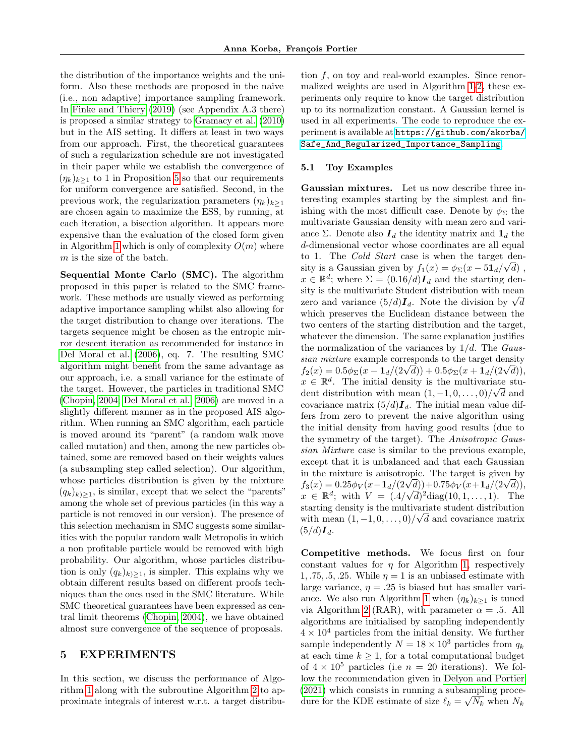the distribution of the importance weights and the uniform. Also these methods are proposed in the naive (i.e., non adaptive) importance sampling framework. In Finke and Thiery (2019) (see Appendix A.3 there) is proposed a similar strategy to Gramacy et al. (2010) but in the AIS setting. It differs at least in two ways from our approach. First, the theoretical guarantees of such a regularization schedule are not investigated in their paper while we establish the convergence of $(\eta_k)_{k\geq 1}$ to 1 in Proposition 5 so that our requirements for uniform convergence are satisfied. Second, in the previous work, the regularization parameters $(\eta_k)_{k\geq 1}$ are chosen again to maximize the ESS, by running, at each iteration, a bisection algorithm. It appears more expensive than the evaluation of the closed form given in Algorithm 1 which is only of complexity $O(m)$ where $m$ is the size of the batch.

**Sequential Monte Carlo (SMC).** The algorithm proposed in this paper is related to the SMC framework. These methods are usually viewed as performing adaptive importance sampling whilst also allowing for the target distribution to change over iterations. The targets sequence might be chosen as the entropic mirror descent iteration as recommended for instance in Del Moral et al. (2006), eq. 7. The resulting SMC algorithm might benefit from the same advantage as our approach, i.e. a small variance for the estimate of the target. However, the particles in traditional SMC (Chopin, 2004; Del Moral et al., 2006) are moved in a slightly different manner as in the proposed AIS algorithm. When running an SMC algorithm, each particle is moved around its "parent" (a random walk move called mutation) and then, among the new particles obtained, some are removed based on their weights values (a subsampling step called selection). Our algorithm, whose particles distribution is given by the mixture $(q_k)_{k\geq 1}$, is similar, except that we select the "parents" among the whole set of previous particles (in this way a particle is not removed in our version). The presence of this selection mechanism in SMC suggests some similarities with the popular random walk Metropolis in which a non profitable particle would be removed with high probability. Our algorithm, whose particles distribution is only $(q_k)_{k)\geq 1}$, is simpler. This explains why we obtain different results based on different proofs techniques than the ones used in the SMC literature. While SMC theoretical guarantees have been expressed as central limit theorems (Chopin, 2004), we have obtained almost sure convergence of the sequence of proposals.

# 5 EXPERIMENTS

In this section, we discuss the performance of Algorithm 1 along with the subroutine Algorithm 2 to approximate integrals of interest w.r.t. a target distribution $f$, on toy and real-world examples. Since renormalized weights are used in Algorithm 1-2, these experiments only require to know the target distribution up to its normalization constant. A Gaussian kernel is used in all experiments. The code to reproduce the experiment is available at https://github.com/akorba/Safe_And_Regularized_Importance_Sampling.

## 5.1 Toy Examples

**Gaussian mixtures.** Let us now describe three interesting examples starting by the simplest and finishing with the most difficult case. Denote by $\phi_\Sigma$ the multivariate Gaussian density with mean zero and variance $\Sigma$. Denote also $\boldsymbol{I}_d$ the identity matrix and $\mathbf{1}_d$ the $d$-dimensional vector whose coordinates are all equal to 1. The *Cold Start* case is when the target density is a Gaussian given by $f_1(x) = \phi_\Sigma(x - 5\mathbf{1}_d/\sqrt{d})$ , $x \in \mathbb{R}^d$; where $\Sigma = (0.16/d)\boldsymbol{I}_d$ and the starting density is the multivariate Student distribution with mean zero and variance $(5/d)\boldsymbol{I}_d$. Note the division by $\sqrt{d}$ which preserves the Euclidean distance between the two centers of the starting distribution and the target, whatever the dimension. The same explanation justifies the normalization of the variances by $1/d$. The *Gaussian mixture* example corresponds to the target density $f_2(x) = 0.5\phi_\Sigma(x - \mathbf{1}_d/(2\sqrt{d})) + 0.5\phi_\Sigma(x + \mathbf{1}_d/(2\sqrt{d}))$, $x \in \mathbb{R}^d$. The initial density is the multivariate student distribution with mean $(1, -1, 0, \dots, 0)/\sqrt{d}$ and covariance matrix $(5/d)\boldsymbol{I}_d$. The initial mean value differs from zero to prevent the naive algorithm using the initial density from having good results (due to the symmetry of the target). The *Anisotropic Gaussian Mixture* case is similar to the previous example, except that it is unbalanced and that each Gaussian in the mixture is anisotropic. The target is given by $f_3(x) = 0.25\phi_V(x - \mathbf{1}_d/(2\sqrt{d})) + 0.75\phi_V(x + \mathbf{1}_d/(2\sqrt{d}))$, $x \in \mathbb{R}^d$; with $V = (.4/\sqrt{d})^2\text{diag}(10, 1, \dots, 1)$. The starting density is the multivariate student distribution with mean $(1, -1, 0, \dots, 0)/\sqrt{d}$ and covariance matrix $(5/d)\boldsymbol{I}_d$.

**Competitive methods.** We focus first on four constant values for $\eta$ for Algorithm 1, respectively $1, .75, .5, .25$. While $\eta = 1$ is an unbiased estimate with large variance, $\eta = .25$ is biased but has smaller variance. We also run Algorithm 1 when $(\eta_k)_{k\geq 1}$ is tuned via Algorithm 2 (RAR), with parameter $\alpha = .5$. All algorithms are initialised by sampling independently $4 \times 10^4$ particles from the initial density. We further sample independently $N = 18 \times 10^3$ particles from $q_k$ at each time $k \geq 1$, for a total computational budget of $4 \times 10^5$ particles (i.e $n = 20$ iterations). We follow the recommendation given in Delyon and Portier (2021) which consists in running a subsampling procedure for the KDE estimate of size $\ell_k = \sqrt{N_k}$ when $N_k$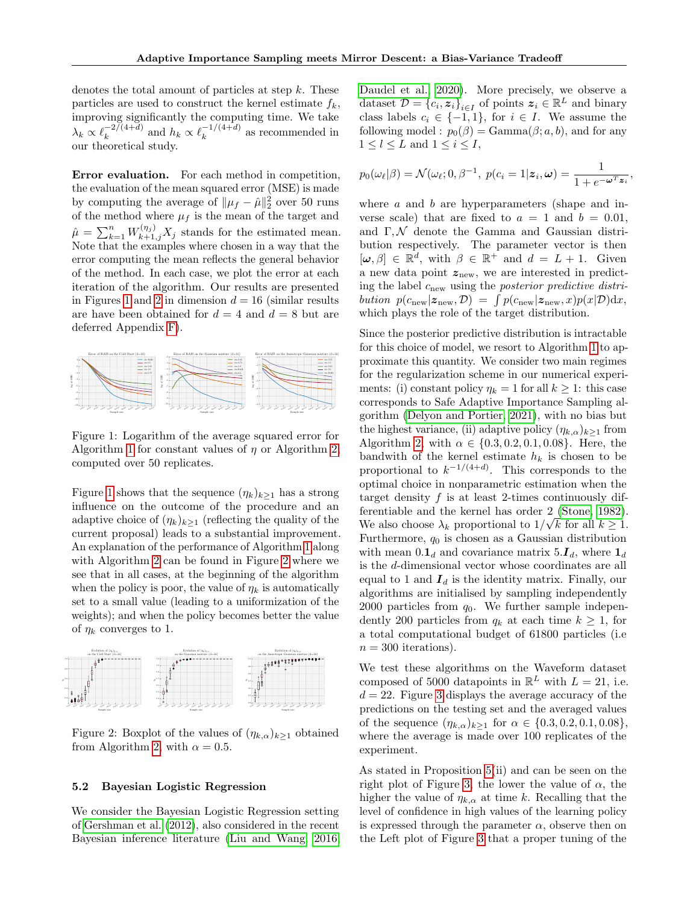denotes the total amount of particles at step $k$. These particles are used to construct the kernel estimate $f_k$, improving significantly the computing time. We take $\lambda_k \propto \ell_k^{-2/(4+d)}$ and $h_k \propto \ell_k^{-1/(4+d)}$ as recommended in our theoretical study.

**Error evaluation.** For each method in competition, the evaluation of the mean squared error (MSE) is made by computing the average of $\|\mu_f - \hat{\mu}\|_2^2$ over 50 runs of the method where $\mu_f$ is the mean of the target and $\hat{\mu} = \sum_{k=1}^n W_{k+1,j}^{(\eta_j)} X_j$ stands for the estimated mean. Note that the examples where chosen in a way that the error computing the mean reflects the general behavior of the method. In each case, we plot the error at each iteration of the algorithm. Our results are presented in Figures 1 and 2 in dimension $d = 16$ (similar results are have been obtained for $d = 4$ and $d = 8$ but are deferred Appendix F).

Figure 1: Logarithm of the average squared error for Algorithm 1 for constant values of $\eta$ or Algorithm 2, computed over 50 replicates.

Figure 1 shows that the sequence $(\eta_k)_{k\geq 1}$ has a strong influence on the outcome of the procedure and an adaptive choice of $(\eta_k)_{k\geq 1}$ (reflecting the quality of the current proposal) leads to a substantial improvement. An explanation of the performance of Algorithm 1 along with Algorithm 2 can be found in Figure 2 where we see that in all cases, at the beginning of the algorithm when the policy is poor, the value of $\eta_k$ is automatically set to a small value (leading to a uniformization of the weights); and when the policy becomes better the value of $\eta_k$ converges to 1.

Figure 2: Boxplot of the values of $(\eta_{k,\alpha})_{k\geq 1}$ obtained from Algorithm 2, with $\alpha = 0.5$.

### 5.2 Bayesian Logistic Regression

We consider the Bayesian Logistic Regression setting of Gershman et al. (2012), also considered in the recent Bayesian inference literature (Liu and Wang, 2016; Daudel et al., 2020). More precisely, we observe a dataset $\mathcal{D} = \{c_i, \boldsymbol{z}_i\}_{i\in I}$ of points $\boldsymbol{z}_i \in \mathbb{R}^L$ and binary class labels $c_i \in \{-1, 1\}$, for $i \in I$. We assume the following model : $p_0(\beta) = \mathrm{Gamma}(\beta; a, b)$, and for any $1 \leq l \leq L$ and $1 \leq i \leq I$,

$$p_0(\omega_\ell|\beta) = \mathcal{N}(\omega_\ell; 0, \beta^{-1},\; p(c_i = 1|\boldsymbol{z}_i, \boldsymbol{\omega}) = \frac{1}{1 + e^{-\boldsymbol{\omega}^T \boldsymbol{z}_i}},$$

where $a$ and $b$ are hyperparameters (shape and inverse scale) that are fixed to $a = 1$ and $b = 0.01$, and $\Gamma, \mathcal{N}$ denote the Gamma and Gaussian distribution respectively. The parameter vector is then $[\boldsymbol{\omega}, \beta] \in \mathbb{R}^d$, with $\beta \in \mathbb{R}^+$ and $d = L + 1$. Given a new data point $\boldsymbol{z}_{\mathrm{new}}$, we are interested in predicting the label $c_{\mathrm{new}}$ using the *posterior predictive distribution* $p(c_{\mathrm{new}}|\boldsymbol{z}_{\mathrm{new}}, \mathcal{D}) = \int p(c_{\mathrm{new}}|\boldsymbol{z}_{\mathrm{new}}, x)p(x|\mathcal{D})\mathrm{d}x$, which plays the role of the target distribution.

Since the posterior predictive distribution is intractable for this choice of model, we resort to Algorithm 1 to approximate this quantity. We consider two main regimes for the regularization scheme in our numerical experiments: (i) constant policy $\eta_k = 1$ for all $k \geq 1$: this case corresponds to Safe Adaptive Importance Sampling algorithm (Delyon and Portier, 2021), with no bias but the highest variance, (ii) adaptive policy $(\eta_{k,\alpha})_{k\geq 1}$ from Algorithm 2, with $\alpha \in \{0.3, 0.2, 0.1, 0.08\}$. Here, the bandwith of the kernel estimate $h_k$ is chosen to be proportional to $k^{-1/(4+d)}$. This corresponds to the optimal choice in nonparametric estimation when the target density $f$ is at least 2-times continuously differentiable and the kernel has order 2 (Stone, 1982). We also choose $\lambda_k$ proportional to $1/\sqrt{k}$ for all $k \geq 1$. Furthermore, $q_0$ is chosen as a Gaussian distribution with mean $0.\mathbf{1}_d$ and covariance matrix $5.\boldsymbol{I}_d$, where $\mathbf{1}_d$ is the $d$-dimensional vector whose coordinates are all equal to 1 and $\boldsymbol{I}_d$ is the identity matrix. Finally, our algorithms are initialised by sampling independently 2000 particles from $q_0$. We further sample independently 200 particles from $q_k$ at each time $k \geq 1$, for a total computational budget of 61800 particles (i.e $n = 300$ iterations).

We test these algorithms on the Waveform dataset composed of 5000 datapoints in $\mathbb{R}^L$ with $L = 21$, i.e. $d = 22$. Figure 3 displays the average accuracy of the predictions on the testing set and the averaged values of the sequence $(\eta_{k,\alpha})_{k\geq 1}$ for $\alpha \in \{0.3, 0.2, 0.1, 0.08\}$, where the average is made over 100 replicates of the experiment.

As stated in Proposition 5(ii) and can be seen on the right plot of Figure 3, the lower the value of $\alpha$, the higher the value of $\eta_{k,\alpha}$ at time $k$. Recalling that the level of confidence in high values of the learning policy is expressed through the parameter $\alpha$, observe then on the Left plot of Figure 3 that a proper tuning of the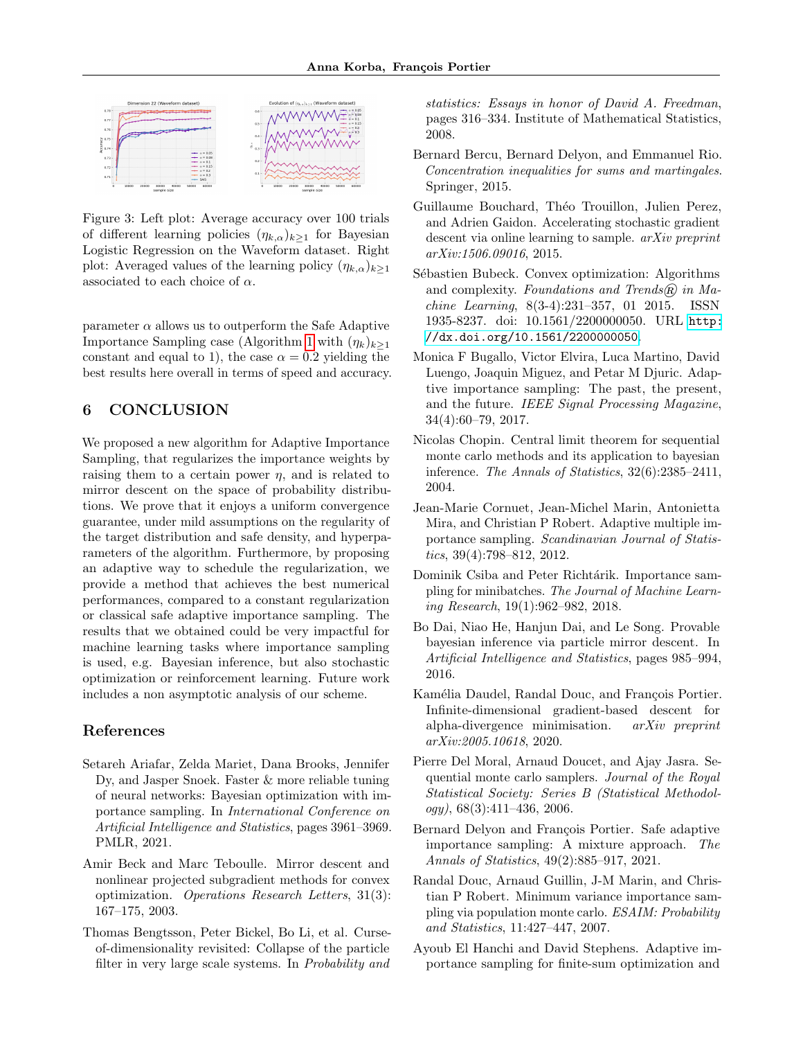Figure 3: Left plot: Average accuracy over 100 trials of different learning policies $(\eta_{k,\alpha})_{k\geq 1}$ for Bayesian Logistic Regression on the Waveform dataset. Right plot: Averaged values of the learning policy $(\eta_{k,\alpha})_{k\geq 1}$ associated to each choice of $\alpha$.

parameter $\alpha$ allows us to outperform the Safe Adaptive Importance Sampling case (Algorithm 1 with $(\eta_k)_{k\geq 1}$ constant and equal to 1), the case $\alpha = 0.2$ yielding the best results here overall in terms of speed and accuracy.

## 6 CONCLUSION

We proposed a new algorithm for Adaptive Importance Sampling, that regularizes the importance weights by raising them to a certain power $\eta$, and is related to mirror descent on the space of probability distributions. We prove that it enjoys a uniform convergence guarantee, under mild assumptions on the regularity of the target distribution and safe density, and hyperparameters of the algorithm. Furthermore, by proposing an adaptive way to schedule the regularization, we provide a method that achieves the best numerical performances, compared to a constant regularization or classical safe adaptive importance sampling. The results that we obtained could be very impactful for machine learning tasks where importance sampling is used, e.g. Bayesian inference, but also stochastic optimization or reinforcement learning. Future work includes a non asymptotic analysis of our scheme.

## References

Setareh Ariafar, Zelda Mariet, Dana Brooks, Jennifer Dy, and Jasper Snoek. Faster & more reliable tuning of neural networks: Bayesian optimization with importance sampling. In *International Conference on Artificial Intelligence and Statistics*, pages 3961–3969. PMLR, 2021.

Amir Beck and Marc Teboulle. Mirror descent and nonlinear projected subgradient methods for convex optimization. *Operations Research Letters*, 31(3): 167–175, 2003.

Thomas Bengtsson, Peter Bickel, Bo Li, et al. Curse-of-dimensionality revisited: Collapse of the particle filter in very large scale systems. In *Probability and statistics: Essays in honor of David A. Freedman*, pages 316–334. Institute of Mathematical Statistics, 2008.

Bernard Bercu, Bernard Delyon, and Emmanuel Rio. *Concentration inequalities for sums and martingales*. Springer, 2015.

Guillaume Bouchard, Théo Trouillon, Julien Perez, and Adrien Gaidon. Accelerating stochastic gradient descent via online learning to sample. *arXiv preprint arXiv:1506.09016*, 2015.

Sébastien Bubeck. Convex optimization: Algorithms and complexity. *Foundations and Trends® in Machine Learning*, 8(3-4):231–357, 01 2015. ISSN 1935-8237. doi: 10.1561/2200000050. URL http://dx.doi.org/10.1561/2200000050.

Monica F Bugallo, Victor Elvira, Luca Martino, David Luengo, Joaquin Miguez, and Petar M Djuric. Adaptive importance sampling: The past, the present, and the future. *IEEE Signal Processing Magazine*, 34(4):60–79, 2017.

Nicolas Chopin. Central limit theorem for sequential monte carlo methods and its application to bayesian inference. *The Annals of Statistics*, 32(6):2385–2411, 2004.

Jean-Marie Cornuet, Jean-Michel Marin, Antonietta Mira, and Christian P Robert. Adaptive multiple importance sampling. *Scandinavian Journal of Statistics*, 39(4):798–812, 2012.

Dominik Csiba and Peter Richtárik. Importance sampling for minibatches. *The Journal of Machine Learning Research*, 19(1):962–982, 2018.

Bo Dai, Niao He, Hanjun Dai, and Le Song. Provable bayesian inference via particle mirror descent. In *Artificial Intelligence and Statistics*, pages 985–994, 2016.

Kamélia Daudel, Randal Douc, and François Portier. Infinite-dimensional gradient-based descent for alpha-divergence minimisation. *arXiv preprint arXiv:2005.10618*, 2020.

Pierre Del Moral, Arnaud Doucet, and Ajay Jasra. Sequential monte carlo samplers. *Journal of the Royal Statistical Society: Series B (Statistical Methodology)*, 68(3):411–436, 2006.

Bernard Delyon and François Portier. Safe adaptive importance sampling: A mixture approach. *The Annals of Statistics*, 49(2):885–917, 2021.

Randal Douc, Arnaud Guillin, J-M Marin, and Christian P Robert. Minimum variance importance sampling via population monte carlo. *ESAIM: Probability and Statistics*, 11:427–447, 2007.

Ayoub El Hanchi and David Stephens. Adaptive importance sampling for finite-sum optimization and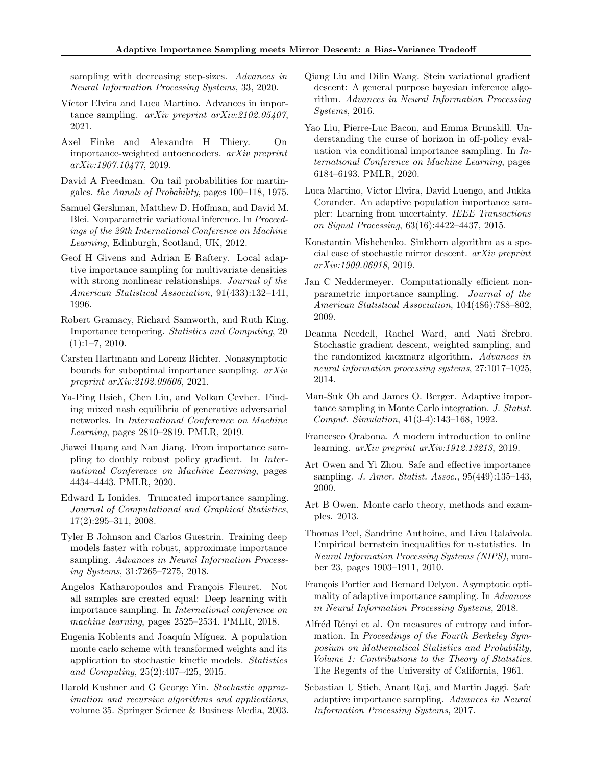sampling with decreasing step-sizes. *Advances in Neural Information Processing Systems*, 33, 2020.

Víctor Elvira and Luca Martino. Advances in importance sampling. *arXiv preprint arXiv:2102.05407*, 2021.

Axel Finke and Alexandre H Thiery. On importance-weighted autoencoders. *arXiv preprint arXiv:1907.10477*, 2019.

David A Freedman. On tail probabilities for martingales. *the Annals of Probability*, pages 100–118, 1975.

Samuel Gershman, Matthew D. Hoffman, and David M. Blei. Nonparametric variational inference. In *Proceedings of the 29th International Conference on Machine Learning*, Edinburgh, Scotland, UK, 2012.

Geof H Givens and Adrian E Raftery. Local adaptive importance sampling for multivariate densities with strong nonlinear relationships. *Journal of the American Statistical Association*, 91(433):132–141, 1996.

Robert Gramacy, Richard Samworth, and Ruth King. Importance tempering. *Statistics and Computing*, 20 (1):1–7, 2010.

Carsten Hartmann and Lorenz Richter. Nonasymptotic bounds for suboptimal importance sampling. *arXiv preprint arXiv:2102.09606*, 2021.

Ya-Ping Hsieh, Chen Liu, and Volkan Cevher. Finding mixed nash equilibria of generative adversarial networks. In *International Conference on Machine Learning*, pages 2810–2819. PMLR, 2019.

Jiawei Huang and Nan Jiang. From importance sampling to doubly robust policy gradient. In *International Conference on Machine Learning*, pages 4434–4443. PMLR, 2020.

Edward L Ionides. Truncated importance sampling. *Journal of Computational and Graphical Statistics*, 17(2):295–311, 2008.

Tyler B Johnson and Carlos Guestrin. Training deep models faster with robust, approximate importance sampling. *Advances in Neural Information Processing Systems*, 31:7265–7275, 2018.

Angelos Katharopoulos and François Fleuret. Not all samples are created equal: Deep learning with importance sampling. In *International conference on machine learning*, pages 2525–2534. PMLR, 2018.

Eugenia Koblents and Joaquín Míguez. A population monte carlo scheme with transformed weights and its application to stochastic kinetic models. *Statistics and Computing*, 25(2):407–425, 2015.

Harold Kushner and G George Yin. *Stochastic approximation and recursive algorithms and applications*, volume 35. Springer Science & Business Media, 2003.

Qiang Liu and Dilin Wang. Stein variational gradient descent: A general purpose bayesian inference algorithm. *Advances in Neural Information Processing Systems*, 2016.

Yao Liu, Pierre-Luc Bacon, and Emma Brunskill. Understanding the curse of horizon in off-policy evaluation via conditional importance sampling. In *International Conference on Machine Learning*, pages 6184–6193. PMLR, 2020.

Luca Martino, Victor Elvira, David Luengo, and Jukka Corander. An adaptive population importance sampler: Learning from uncertainty. *IEEE Transactions on Signal Processing*, 63(16):4422–4437, 2015.

Konstantin Mishchenko. Sinkhorn algorithm as a special case of stochastic mirror descent. *arXiv preprint arXiv:1909.06918*, 2019.

Jan C Neddermeyer. Computationally efficient nonparametric importance sampling. *Journal of the American Statistical Association*, 104(486):788–802, 2009.

Deanna Needell, Rachel Ward, and Nati Srebro. Stochastic gradient descent, weighted sampling, and the randomized kaczmarz algorithm. *Advances in neural information processing systems*, 27:1017–1025, 2014.

Man-Suk Oh and James O. Berger. Adaptive importance sampling in Monte Carlo integration. *J. Statist. Comput. Simulation*, 41(3-4):143–168, 1992.

Francesco Orabona. A modern introduction to online learning. *arXiv preprint arXiv:1912.13213*, 2019.

Art Owen and Yi Zhou. Safe and effective importance sampling. *J. Amer. Statist. Assoc.*, 95(449):135–143, 2000.

Art B Owen. Monte carlo theory, methods and examples. 2013.

Thomas Peel, Sandrine Anthoine, and Liva Ralaivola. Empirical bernstein inequalities for u-statistics. In *Neural Information Processing Systems (NIPS)*, number 23, pages 1903–1911, 2010.

François Portier and Bernard Delyon. Asymptotic optimality of adaptive importance sampling. In *Advances in Neural Information Processing Systems*, 2018.

Alfréd Rényi et al. On measures of entropy and information. In *Proceedings of the Fourth Berkeley Symposium on Mathematical Statistics and Probability, Volume 1: Contributions to the Theory of Statistics*. The Regents of the University of California, 1961.

Sebastian U Stich, Anant Raj, and Martin Jaggi. Safe adaptive importance sampling. *Advances in Neural Information Processing Systems*, 2017.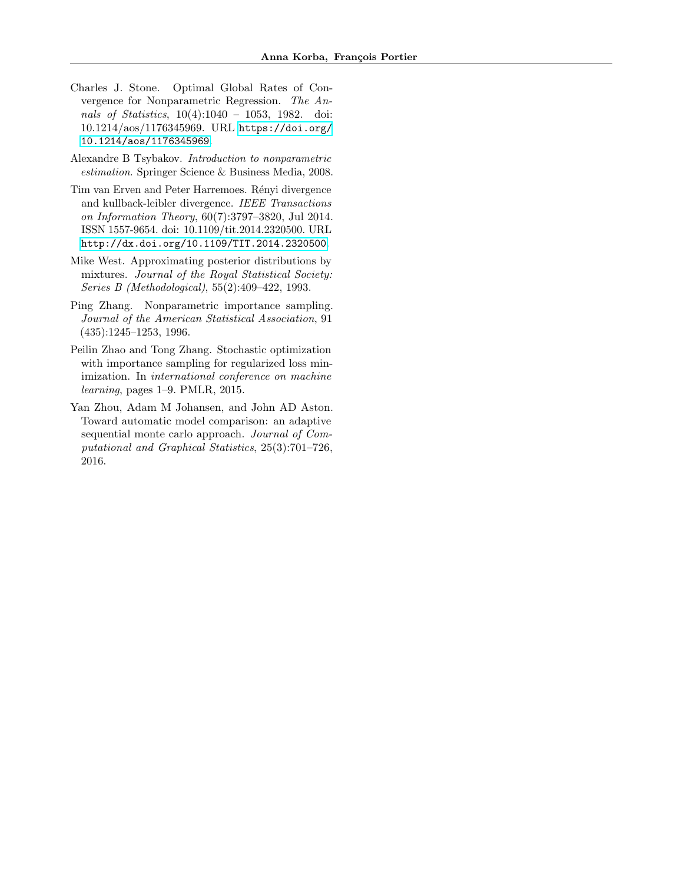Charles J. Stone. Optimal Global Rates of Convergence for Nonparametric Regression. *The Annals of Statistics*, 10(4):1040 – 1053, 1982. doi: 10.1214/aos/1176345969. URL https://doi.org/10.1214/aos/1176345969.

Alexandre B Tsybakov. *Introduction to nonparametric estimation*. Springer Science & Business Media, 2008.

Tim van Erven and Peter Harremoes. Rényi divergence and kullback-leibler divergence. *IEEE Transactions on Information Theory*, 60(7):3797–3820, Jul 2014. ISSN 1557-9654. doi: 10.1109/tit.2014.2320500. URL http://dx.doi.org/10.1109/TIT.2014.2320500.

Mike West. Approximating posterior distributions by mixtures. *Journal of the Royal Statistical Society: Series B (Methodological)*, 55(2):409–422, 1993.

Ping Zhang. Nonparametric importance sampling. *Journal of the American Statistical Association*, 91 (435):1245–1253, 1996.

Peilin Zhao and Tong Zhang. Stochastic optimization with importance sampling for regularized loss minimization. In *international conference on machine learning*, pages 1–9. PMLR, 2015.

Yan Zhou, Adam M Johansen, and John AD Aston. Toward automatic model comparison: an adaptive sequential monte carlo approach. *Journal of Computational and Graphical Statistics*, 25(3):701–726, 2016.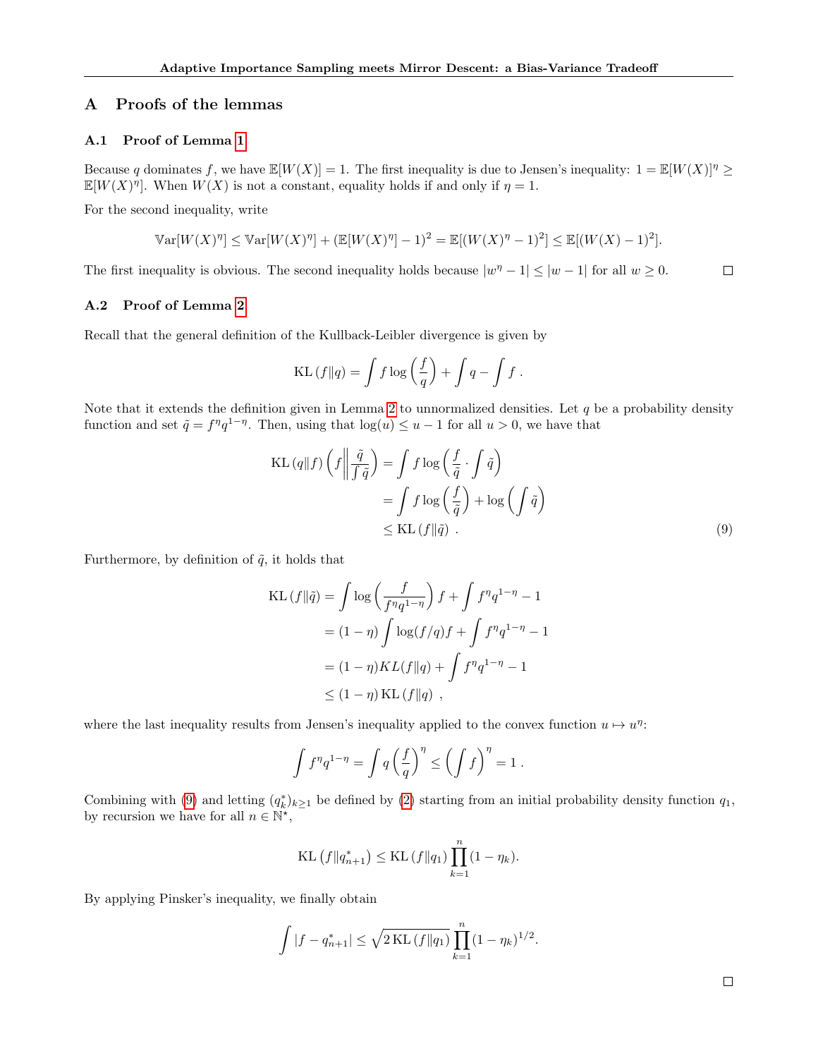## A Proofs of the lemmas

### A.1 Proof of Lemma 1

Because $q$ dominates $f$, we have $\mathbb{E}[W(X)] = 1$. The first inequality is due to Jensen's inequality: $1 = \mathbb{E}[W(X)]^\eta \geq \mathbb{E}[W(X)^\eta]$. When $W(X)$ is not a constant, equality holds if and only if $\eta = 1$.

For the second inequality, write

$$\mathbb{V}\mathrm{ar}[W(X)^\eta] \leq \mathbb{V}\mathrm{ar}[W(X)^\eta] + (\mathbb{E}[W(X)^\eta] - 1)^2 = \mathbb{E}[(W(X)^\eta - 1)^2] \leq \mathbb{E}[(W(X) - 1)^2].$$

The first inequality is obvious. The second inequality holds because $|w^\eta - 1| \leq |w - 1|$ for all $w \geq 0$. □

### A.2 Proof of Lemma 2

Recall that the general definition of the Kullback-Leibler divergence is given by

$$\mathrm{KL}\left(f \| q\right) = \int f \log\left(\frac{f}{q}\right) + \int q - \int f \; .$$

Note that it extends the definition given in Lemma 2 to unnormalized densities. Let $q$ be a probability density function and set $\tilde{q} = f^\eta q^{1-\eta}$. Then, using that $\log(u) \leq u - 1$ for all $u > 0$, we have that

$$\begin{aligned}
\mathrm{KL}\left(q \| f\right)\left(f \middle\| \frac{\tilde{q}}{\int \tilde{q}}\right) &= \int f \log\left(\frac{f}{\tilde{q}} \cdot \int \tilde{q}\right) \\
&= \int f \log\left(\frac{f}{\tilde{q}}\right) + \log\left(\int \tilde{q}\right) \\
&\leq \mathrm{KL}\left(f \| \tilde{q}\right) \; .
\end{aligned} \tag{9}$$

Furthermore, by definition of $\tilde{q}$, it holds that

$$\begin{aligned}
\mathrm{KL}\left(f \| \tilde{q}\right) &= \int \log\left(\frac{f}{f^\eta q^{1-\eta}}\right) f + \int f^\eta q^{1-\eta} - 1 \\
&= (1-\eta) \int \log(f/q) f + \int f^\eta q^{1-\eta} - 1 \\
&= (1-\eta) KL(f \| q) + \int f^\eta q^{1-\eta} - 1 \\
&\leq (1-\eta) \, \mathrm{KL}\left(f \| q\right) \; ,
\end{aligned}$$

where the last inequality results from Jensen's inequality applied to the convex function $u \mapsto u^\eta$:

$$\int f^\eta q^{1-\eta} = \int q \left(\frac{f}{q}\right)^\eta \leq \left(\int f\right)^\eta = 1 \; .$$

Combining with (9) and letting $(q_k^*)_{k \geq 1}$ be defined by (2) starting from an initial probability density function $q_1$, by recursion we have for all $n \in \mathbb{N}^\star$,

$$\mathrm{KL}\left(f \| q_{n+1}^*\right) \leq \mathrm{KL}\left(f \| q_1\right) \prod_{k=1}^{n} (1 - \eta_k).$$

By applying Pinsker's inequality, we finally obtain

$$\int |f - q_{n+1}^*| \leq \sqrt{2\, \mathrm{KL}\left(f \| q_1\right)} \prod_{k=1}^{n} (1 - \eta_k)^{1/2}.$$

□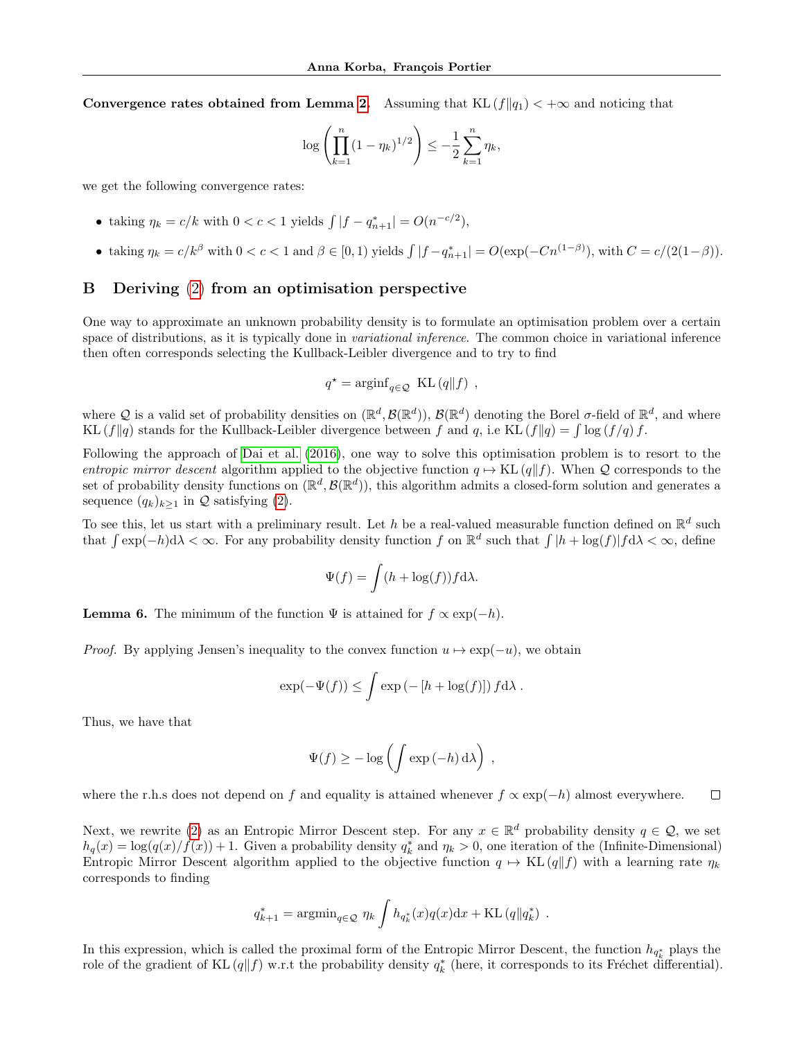**Convergence rates obtained from Lemma 2.** Assuming that $\mathrm{KL}(f\|q_1) < +\infty$ and noticing that

$$\log\left(\prod_{k=1}^{n}(1-\eta_k)^{1/2}\right) \leq -\frac{1}{2}\sum_{k=1}^{n}\eta_k,$$

we get the following convergence rates:

- taking $\eta_k = c/k$ with $0 < c < 1$ yields $\int |f - q_{n+1}^*| = O(n^{-c/2})$,
- taking $\eta_k = c/k^\beta$ with $0 < c < 1$ and $\beta \in [0,1)$ yields $\int |f - q_{n+1}^*| = O(\exp(-Cn^{(1-\beta)})$, with $C = c/(2(1-\beta))$.

## B Deriving (2) from an optimisation perspective

One way to approximate an unknown probability density is to formulate an optimisation problem over a certain space of distributions, as it is typically done in *variational inference*. The common choice in variational inference then often corresponds selecting the Kullback-Leibler divergence and to try to find

$$q^\star = \mathrm{arginf}_{q\in\mathcal{Q}} \ \mathrm{KL}(q\|f) \ ,$$

where $\mathcal{Q}$ is a valid set of probability densities on $(\mathbb{R}^d, \mathcal{B}(\mathbb{R}^d))$, $\mathcal{B}(\mathbb{R}^d)$ denoting the Borel $\sigma$-field of $\mathbb{R}^d$, and where $\mathrm{KL}(f\|q)$ stands for the Kullback-Leibler divergence between $f$ and $q$, i.e $\mathrm{KL}(f\|q) = \int \log(f/q) f$.

Following the approach of Dai et al. (2016), one way to solve this optimisation problem is to resort to the *entropic mirror descent* algorithm applied to the objective function $q \mapsto \mathrm{KL}(q\|f)$. When $\mathcal{Q}$ corresponds to the set of probability density functions on $(\mathbb{R}^d, \mathcal{B}(\mathbb{R}^d))$, this algorithm admits a closed-form solution and generates a sequence $(q_k)_{k\geq 1}$ in $\mathcal{Q}$ satisfying (2).

To see this, let us start with a preliminary result. Let $h$ be a real-valued measurable function defined on $\mathbb{R}^d$ such that $\int \exp(-h)\mathrm{d}\lambda < \infty$. For any probability density function $f$ on $\mathbb{R}^d$ such that $\int |h + \log(f)| f \mathrm{d}\lambda < \infty$, define

$$\Psi(f) = \int (h + \log(f)) f \mathrm{d}\lambda.$$

**Lemma 6.** The minimum of the function $\Psi$ is attained for $f \propto \exp(-h)$.

*Proof.* By applying Jensen's inequality to the convex function $u \mapsto \exp(-u)$, we obtain

$$\exp(-\Psi(f)) \leq \int \exp\left(-[h + \log(f)]\right) f \mathrm{d}\lambda \ .$$

Thus, we have that

$$\Psi(f) \geq -\log\left(\int \exp\left(-h\right) \mathrm{d}\lambda\right) \ ,$$

where the r.h.s does not depend on $f$ and equality is attained whenever $f \propto \exp(-h)$ almost everywhere. □

Next, we rewrite (2) as an Entropic Mirror Descent step. For any $x \in \mathbb{R}^d$ probability density $q \in \mathcal{Q}$, we set $h_q(x) = \log(q(x)/f(x)) + 1$. Given a probability density $q_k^*$ and $\eta_k > 0$, one iteration of the (Infinite-Dimensional) Entropic Mirror Descent algorithm applied to the objective function $q \mapsto \mathrm{KL}(q\|f)$ with a learning rate $\eta_k$ corresponds to finding

$$q_{k+1}^* = \mathrm{argmin}_{q\in\mathcal{Q}} \ \eta_k \int h_{q_k^*}(x) q(x) \mathrm{d}x + \mathrm{KL}(q\|q_k^*) \ .$$

In this expression, which is called the proximal form of the Entropic Mirror Descent, the function $h_{q_k^*}$ plays the role of the gradient of $\mathrm{KL}(q\|f)$ w.r.t the probability density $q_k^*$ (here, it corresponds to its Fréchet differential).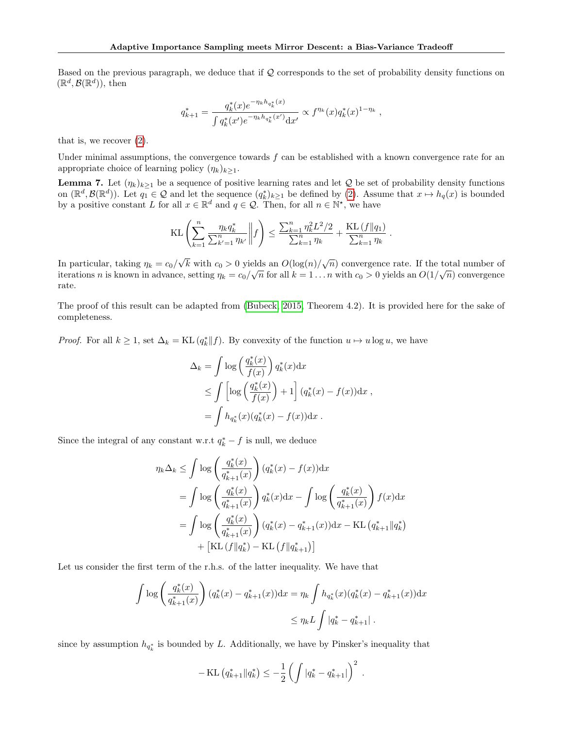Based on the previous paragraph, we deduce that if $\mathcal{Q}$ corresponds to the set of probability density functions on $(\mathbb{R}^d, \mathcal{B}(\mathbb{R}^d))$, then

$$
q_{k+1}^* = \frac{q_k^*(x) e^{-\eta_k h_{q_k^*}(x)}}{\int q_k^*(x') e^{-\eta_k h_{q_k^*}(x')} \mathrm{d}x'} \propto f^{\eta_k}(x) q_k^*(x)^{1-\eta_k} ,
$$

that is, we recover (2).

Under minimal assumptions, the convergence towards $f$ can be established with a known convergence rate for an appropriate choice of learning policy $(\eta_k)_{k \geq 1}$.

**Lemma 7.** Let $(\eta_k)_{k\geq 1}$ be a sequence of positive learning rates and let $\mathcal{Q}$ be set of probability density functions on $(\mathbb{R}^d, \mathcal{B}(\mathbb{R}^d))$. Let $q_1 \in \mathcal{Q}$ and let the sequence $(q_k^*)_{k\geq 1}$ be defined by (2). Assume that $x \mapsto h_q(x)$ is bounded by a positive constant $L$ for all $x \in \mathbb{R}^d$ and $q \in \mathcal{Q}$. Then, for all $n \in \mathbb{N}^\star$, we have

$$
\mathrm{KL}\left( \sum_{k=1}^n \frac{\eta_k q_k^*}{\sum_{k'=1}^n \eta_{k'}} \middle\| f \right) \leq \frac{\sum_{k=1}^n \eta_k^2 L^2/2}{\sum_{k=1}^n \eta_k} + \frac{\mathrm{KL}\left(f \| q_1\right)}{\sum_{k=1}^n \eta_k} .
$$

In particular, taking $\eta_k = c_0/\sqrt{k}$ with $c_0 > 0$ yields an $O(\log(n)/\sqrt{n})$ convergence rate. If the total number of iterations $n$ is known in advance, setting $\eta_k = c_0/\sqrt{n}$ for all $k = 1 \ldots n$ with $c_0 > 0$ yields an $O(1/\sqrt{n})$ convergence rate.

The proof of this result can be adapted from (Bubeck, 2015, Theorem 4.2). It is provided here for the sake of completeness.

*Proof.* For all $k \geq 1$, set $\Delta_k = \mathrm{KL}\left(q_k^* \| f\right)$. By convexity of the function $u \mapsto u \log u$, we have

$$
\begin{aligned}
\Delta_k &= \int \log\left( \frac{q_k^*(x)}{f(x)} \right) q_k^*(x) \mathrm{d}x \\
&\leq \int \left[ \log\left( \frac{q_k^*(x)}{f(x)} \right) + 1 \right] (q_k^*(x) - f(x)) \mathrm{d}x , \\
&= \int h_{q_k^*}(x) (q_k^*(x) - f(x)) \mathrm{d}x .
\end{aligned}
$$

Since the integral of any constant w.r.t $q_k^* - f$ is null, we deduce

$$
\begin{aligned}
\eta_k \Delta_k &\leq \int \log\left( \frac{q_k^*(x)}{q_{k+1}^*(x)} \right) (q_k^*(x) - f(x)) \mathrm{d}x \\
&= \int \log\left( \frac{q_k^*(x)}{q_{k+1}^*(x)} \right) q_k^*(x) \mathrm{d}x - \int \log\left( \frac{q_k^*(x)}{q_{k+1}^*(x)} \right) f(x) \mathrm{d}x \\
&= \int \log\left( \frac{q_k^*(x)}{q_{k+1}^*(x)} \right) (q_k^*(x) - q_{k+1}^*(x)) \mathrm{d}x - \mathrm{KL}\left(q_{k+1}^* \| q_k^*\right) \\
&\quad + \left[ \mathrm{KL}\left(f \| q_k^*\right) - \mathrm{KL}\left(f \| q_{k+1}^*\right) \right]
\end{aligned}
$$

Let us consider the first term of the r.h.s. of the latter inequality. We have that

$$
\begin{aligned}
\int \log\left( \frac{q_k^*(x)}{q_{k+1}^*(x)} \right) (q_k^*(x) - q_{k+1}^*(x)) \mathrm{d}x &= \eta_k \int h_{q_k^*}(x) (q_k^*(x) - q_{k+1}^*(x)) \mathrm{d}x \\
&\leq \eta_k L \int |q_k^* - q_{k+1}^*| .
\end{aligned}
$$

since by assumption $h_{q_k^*}$ is bounded by $L$. Additionally, we have by Pinsker's inequality that

$$
-\mathrm{KL}\left(q_{k+1}^* \| q_k^*\right) \leq -\frac{1}{2} \left( \int |q_k^* - q_{k+1}^*| \right)^2 .
$$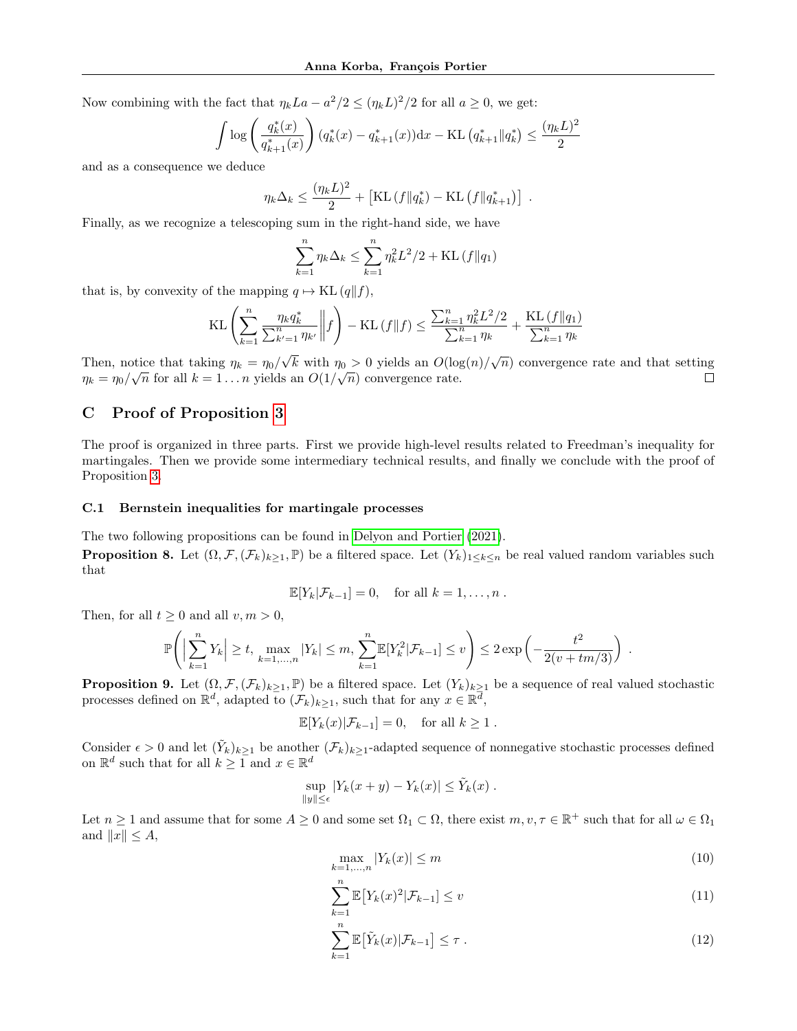Now combining with the fact that $\eta_k La - a^2/2 \leq (\eta_k L)^2/2$ for all $a \geq 0$, we get:

$$\int \log\left(\frac{q_k^*(x)}{q_{k+1}^*(x)}\right)(q_k^*(x) - q_{k+1}^*(x))\mathrm{d}x - \mathrm{KL}\left(q_{k+1}^* \| q_k^*\right) \leq \frac{(\eta_k L)^2}{2}$$

and as a consequence we deduce

$$\eta_k \Delta_k \leq \frac{(\eta_k L)^2}{2} + \left[\mathrm{KL}\left(f\|q_k^*\right) - \mathrm{KL}\left(f\|q_{k+1}^*\right)\right] \ .$$

Finally, as we recognize a telescoping sum in the right-hand side, we have

$$\sum_{k=1}^n \eta_k \Delta_k \leq \sum_{k=1}^n \eta_k^2 L^2/2 + \mathrm{KL}\left(f\|q_1\right)$$

that is, by convexity of the mapping $q \mapsto \mathrm{KL}\left(q\|f\right)$,

$$\mathrm{KL}\left(\sum_{k=1}^n \frac{\eta_k q_k^*}{\sum_{k'=1}^n \eta_{k'}}\middle\| f\right) - \mathrm{KL}\left(f\|f\right) \leq \frac{\sum_{k=1}^n \eta_k^2 L^2/2}{\sum_{k=1}^n \eta_k} + \frac{\mathrm{KL}\left(f\|q_1\right)}{\sum_{k=1}^n \eta_k}$$

Then, notice that taking $\eta_k = \eta_0/\sqrt{k}$ with $\eta_0 > 0$ yields an $O(\log(n)/\sqrt{n})$ convergence rate and that setting $\eta_k = \eta_0/\sqrt{n}$ for all $k = 1 \ldots n$ yields an $O(1/\sqrt{n})$ convergence rate. □

## C Proof of Proposition 3

The proof is organized in three parts. First we provide high-level results related to Freedman's inequality for martingales. Then we provide some intermediary technical results, and finally we conclude with the proof of Proposition 3.

### C.1 Bernstein inequalities for martingale processes

The two following propositions can be found in Delyon and Portier (2021).

**Proposition 8.** Let $(\Omega, \mathcal{F}, (\mathcal{F}_k)_{k\geq 1}, \mathbb{P})$ be a filtered space. Let $(Y_k)_{1\leq k\leq n}$ be real valued random variables such that

$$\mathbb{E}[Y_k|\mathcal{F}_{k-1}] = 0, \quad \text{for all } k = 1, \ldots, n \ .$$

Then, for all $t \geq 0$ and all $v, m > 0$,

$$\mathbb{P}\left(\Big|\sum_{k=1}^n Y_k\Big| \geq t,\ \max_{k=1,\ldots,n} |Y_k| \leq m,\ \sum_{k=1}^n \mathbb{E}[Y_k^2|\mathcal{F}_{k-1}] \leq v\right) \leq 2\exp\left(-\frac{t^2}{2(v + tm/3)}\right) \ .$$

**Proposition 9.** Let $(\Omega, \mathcal{F}, (\mathcal{F}_k)_{k\geq 1}, \mathbb{P})$ be a filtered space. Let $(Y_k)_{k\geq 1}$ be a sequence of real valued stochastic processes defined on $\mathbb{R}^d$, adapted to $(\mathcal{F}_k)_{k\geq 1}$, such that for any $x \in \mathbb{R}^d$,

$$\mathbb{E}[Y_k(x)|\mathcal{F}_{k-1}] = 0, \quad \text{for all } k \geq 1 \ .$$

Consider $\epsilon > 0$ and let $(\tilde{Y}_k)_{k\geq 1}$ be another $(\mathcal{F}_k)_{k\geq 1}$-adapted sequence of nonnegative stochastic processes defined on $\mathbb{R}^d$ such that for all $k \geq 1$ and $x \in \mathbb{R}^d$

$$\sup_{\|y\|\leq \epsilon} |Y_k(x+y) - Y_k(x)| \leq \tilde{Y}_k(x) \ .$$

Let $n \geq 1$ and assume that for some $A \geq 0$ and some set $\Omega_1 \subset \Omega$, there exist $m, v, \tau \in \mathbb{R}^+$ such that for all $\omega \in \Omega_1$ and $\|x\| \leq A$,

$$\max_{k=1,\ldots,n} |Y_k(x)| \leq m \tag{10}$$

$$\sum_{k=1}^n \mathbb{E}\big[Y_k(x)^2|\mathcal{F}_{k-1}\big] \leq v \tag{11}$$

$$\sum_{k=1}^n \mathbb{E}\big[\tilde{Y}_k(x)|\mathcal{F}_{k-1}\big] \leq \tau \ . \tag{12}$$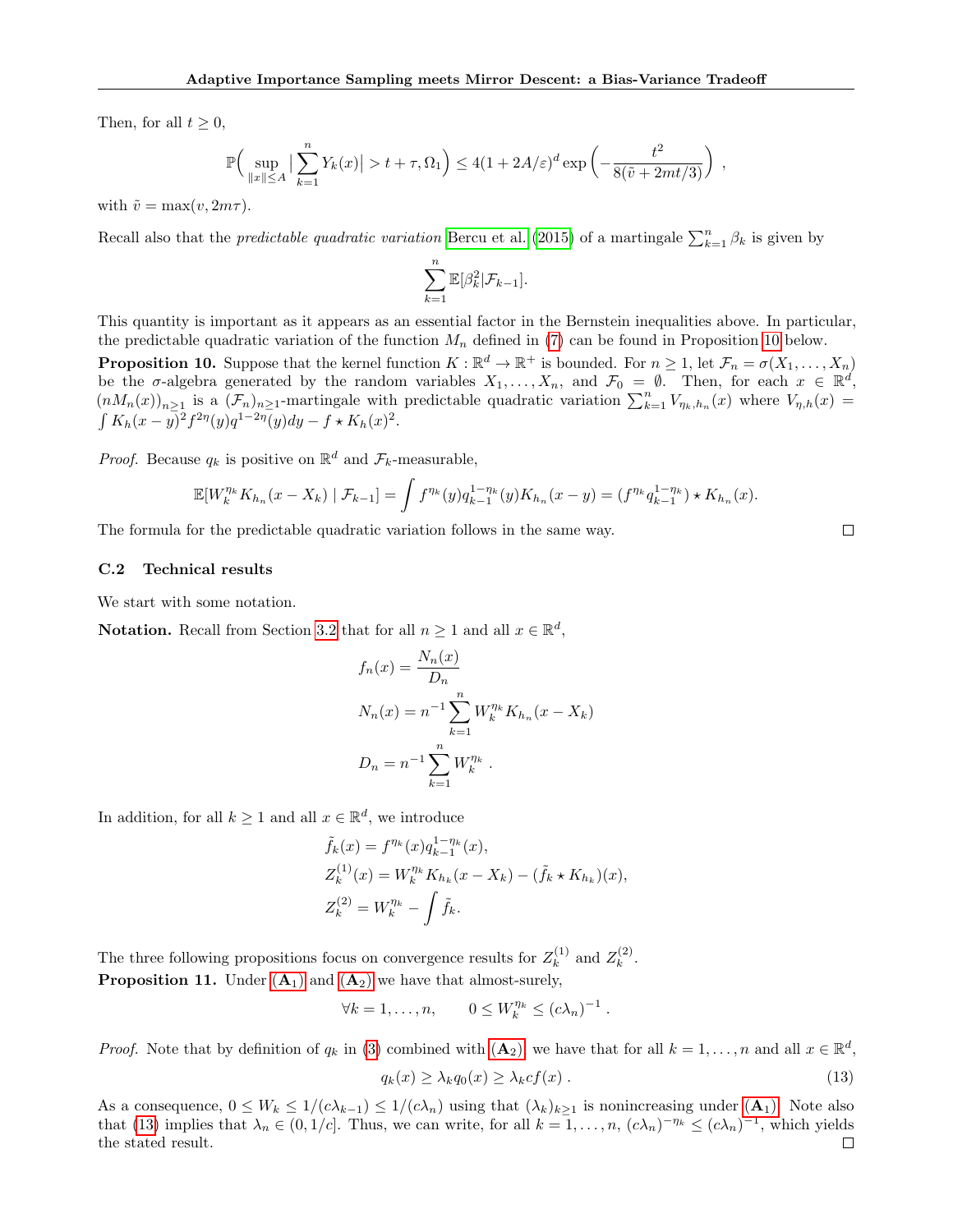Then, for all $t \geq 0$,

$$\mathbb{P}\Big( \sup_{\|x\| \leq A} \big| \sum_{k=1}^{n} Y_k(x) \big| > t + \tau, \Omega_1 \Big) \leq 4(1 + 2A/\varepsilon)^d \exp\left( - \frac{t^2}{8(\tilde{v} + 2mt/3)} \right) ,$$

with $\tilde{v} = \max(v, 2m\tau)$.

Recall also that the *predictable quadratic variation* Bercu et al. (2015) of a martingale $\sum_{k=1}^{n} \beta_k$ is given by

$$\sum_{k=1}^{n} \mathbb{E}[\beta_k^2 | \mathcal{F}_{k-1}].$$

This quantity is important as it appears as an essential factor in the Bernstein inequalities above. In particular, the predictable quadratic variation of the function $M_n$ defined in (7) can be found in Proposition 10 below.

**Proposition 10.** Suppose that the kernel function $K : \mathbb{R}^d \to \mathbb{R}^+$ is bounded. For $n \geq 1$, let $\mathcal{F}_n = \sigma(X_1, \ldots, X_n)$ be the $\sigma$-algebra generated by the random variables $X_1, \ldots, X_n$, and $\mathcal{F}_0 = \emptyset$. Then, for each $x \in \mathbb{R}^d$, $(nM_n(x))_{n \geq 1}$ is a $(\mathcal{F}_n)_{n\geq 1}$-martingale with predictable quadratic variation $\sum_{k=1}^{n} V_{\eta_k, h_n}(x)$ where $V_{\eta,h}(x) = \int K_h(x-y)^2 f^{2\eta}(y) q^{1-2\eta}(y) dy - f \star K_h(x)^2$.

*Proof.* Because $q_k$ is positive on $\mathbb{R}^d$ and $\mathcal{F}_k$-measurable,

$$\mathbb{E}[W_k^{\eta_k} K_{h_n}(x - X_k) \mid \mathcal{F}_{k-1}] = \int f^{\eta_k}(y) q_{k-1}^{1-\eta_k}(y) K_{h_n}(x-y) = (f^{\eta_k} q_{k-1}^{1-\eta_k}) \star K_{h_n}(x).$$

The formula for the predictable quadratic variation follows in the same way. $\square$

### C.2 Technical results

We start with some notation.

**Notation.** Recall from Section 3.2 that for all $n \geq 1$ and all $x \in \mathbb{R}^d$,

$$f_n(x) = \frac{N_n(x)}{D_n}$$

$$N_n(x) = n^{-1} \sum_{k=1}^{n} W_k^{\eta_k} K_{h_n}(x - X_k)$$

$$D_n = n^{-1} \sum_{k=1}^{n} W_k^{\eta_k} \ .$$

In addition, for all $k \geq 1$ and all $x \in \mathbb{R}^d$, we introduce

$$\tilde{f}_k(x) = f^{\eta_k}(x) q_{k-1}^{1-\eta_k}(x),$$

$$Z_k^{(1)}(x) = W_k^{\eta_k} K_{h_k}(x - X_k) - (\tilde{f}_k \star K_{h_k})(x),$$

$$Z_k^{(2)} = W_k^{\eta_k} - \int \tilde{f}_k.$$

The three following propositions focus on convergence results for $Z_k^{(1)}$ and $Z_k^{(2)}$.

**Proposition 11.** Under $(\mathbf{A}_1)$ and $(\mathbf{A}_2)$ we have that almost-surely,

$$\forall k = 1, \ldots, n, \qquad 0 \leq W_k^{\eta_k} \leq (c\lambda_n)^{-1} \ .$$

*Proof.* Note that by definition of $q_k$ in (3) combined with $(\mathbf{A}_2)$ we have that for all $k = 1, \ldots, n$ and all $x \in \mathbb{R}^d$,

$$q_k(x) \geq \lambda_k q_0(x) \geq \lambda_k c f(x) \ . \tag{13}$$

As a consequence, $0 \leq W_k \leq 1/(c\lambda_{k-1}) \leq 1/(c\lambda_n)$ using that $(\lambda_k)_{k\geq 1}$ is nonincreasing under $(\mathbf{A}_1)$. Note also that (13) implies that $\lambda_n \in (0, 1/c]$. Thus, we can write, for all $k = 1, \ldots, n$, $(c\lambda_n)^{-\eta_k} \leq (c\lambda_n)^{-1}$, which yields the stated result. $\square$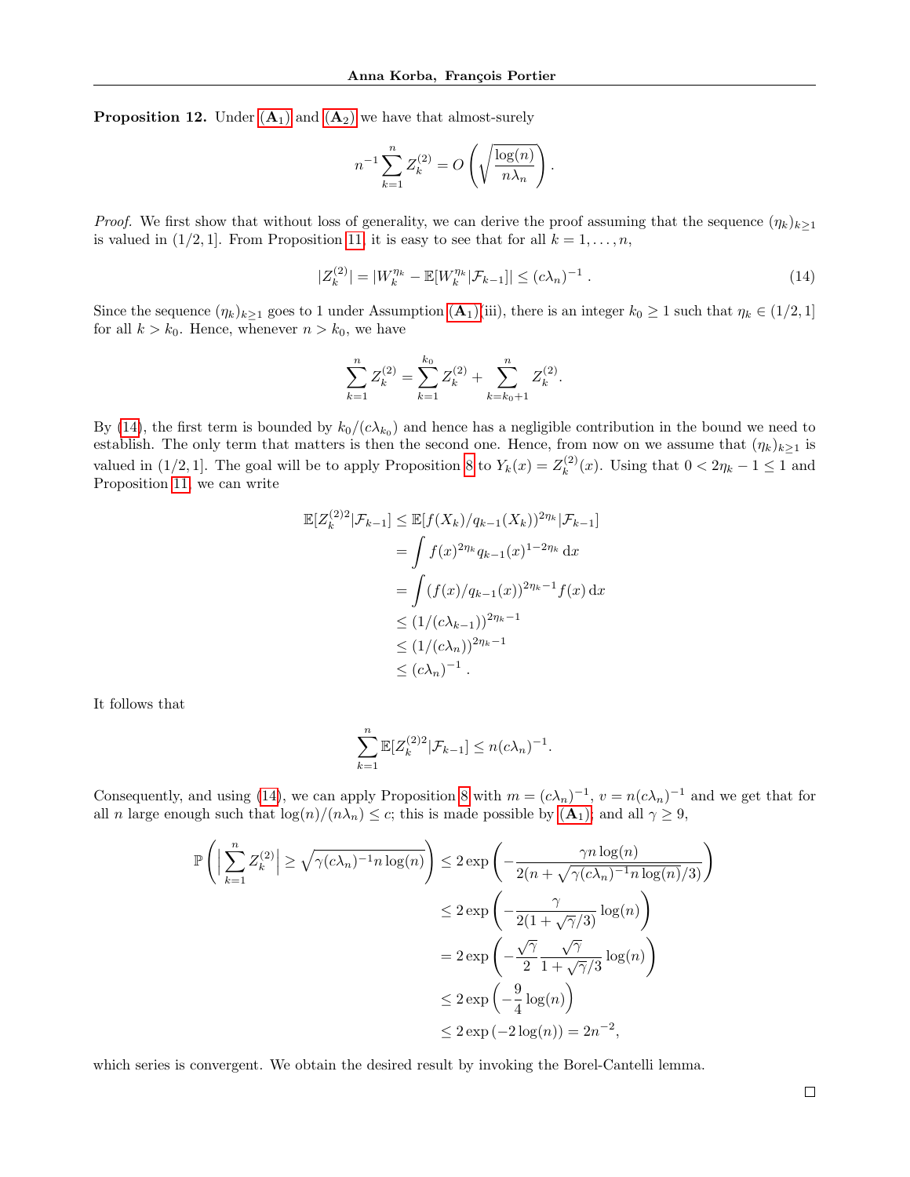**Proposition 12.** Under $(\mathbf{A}_1)$ and $(\mathbf{A}_2)$ we have that almost-surely

$$
n^{-1} \sum_{k=1}^{n} Z_k^{(2)} = O\left(\sqrt{\frac{\log(n)}{n\lambda_n}}\right).
$$

*Proof.* We first show that without loss of generality, we can derive the proof assuming that the sequence $(\eta_k)_{k\geq 1}$ is valued in $(1/2, 1]$. From Proposition 11, it is easy to see that for all $k = 1, \ldots, n$,

$$
|Z_k^{(2)}| = |W_k^{\eta_k} - \mathbb{E}[W_k^{\eta_k} | \mathcal{F}_{k-1}]| \leq (c\lambda_n)^{-1} . \tag{14}
$$

Since the sequence $(\eta_k)_{k\geq 1}$ goes to 1 under Assumption $(\mathbf{A}_1)$(iii), there is an integer $k_0 \geq 1$ such that $\eta_k \in (1/2, 1]$ for all $k > k_0$. Hence, whenever $n > k_0$, we have

$$
\sum_{k=1}^{n} Z_k^{(2)} = \sum_{k=1}^{k_0} Z_k^{(2)} + \sum_{k=k_0+1}^{n} Z_k^{(2)}.
$$

By (14), the first term is bounded by $k_0/(c\lambda_{k_0})$ and hence has a negligible contribution in the bound we need to establish. The only term that matters is then the second one. Hence, from now on we assume that $(\eta_k)_{k\geq 1}$ is valued in $(1/2, 1]$. The goal will be to apply Proposition 8 to $Y_k(x) = Z_k^{(2)}(x)$. Using that $0 < 2\eta_k - 1 \leq 1$ and Proposition 11, we can write

$$
\begin{aligned}
\mathbb{E}[Z_k^{(2)2} | \mathcal{F}_{k-1}] &\leq \mathbb{E}[f(X_k)/q_{k-1}(X_k))^{2\eta_k} | \mathcal{F}_{k-1}] \\
&= \int f(x)^{2\eta_k} q_{k-1}(x)^{1-2\eta_k} \, \mathrm{d}x \\
&= \int (f(x)/q_{k-1}(x))^{2\eta_k - 1} f(x) \, \mathrm{d}x \\
&\leq (1/(c\lambda_{k-1}))^{2\eta_k - 1} \\
&\leq (1/(c\lambda_n))^{2\eta_k - 1} \\
&\leq (c\lambda_n)^{-1} .
\end{aligned}
$$

It follows that

$$
\sum_{k=1}^{n} \mathbb{E}[Z_k^{(2)2} | \mathcal{F}_{k-1}] \leq n(c\lambda_n)^{-1}.
$$

Consequently, and using (14), we can apply Proposition 8 with $m = (c\lambda_n)^{-1}$, $v = n(c\lambda_n)^{-1}$ and we get that for all $n$ large enough such that $\log(n)/(n\lambda_n) \leq c$; this is made possible by $(\mathbf{A}_1)$; and all $\gamma \geq 9$,

$$
\begin{aligned}
\mathbb{P}\left(\left|\sum_{k=1}^{n} Z_k^{(2)}\right| \geq \sqrt{\gamma(c\lambda_n)^{-1} n \log(n)}\right) &\leq 2\exp\left(-\frac{\gamma n \log(n)}{2(n + \sqrt{\gamma(c\lambda_n)^{-1} n \log(n)}/3)}\right) \\
&\leq 2\exp\left(-\frac{\gamma}{2(1 + \sqrt{\gamma}/3)} \log(n)\right) \\
&= 2\exp\left(-\frac{\sqrt{\gamma}}{2} \frac{\sqrt{\gamma}}{1 + \sqrt{\gamma}/3} \log(n)\right) \\
&\leq 2\exp\left(-\frac{9}{4} \log(n)\right) \\
&\leq 2\exp\left(-2\log(n)\right) = 2n^{-2},
\end{aligned}
$$

which series is convergent. We obtain the desired result by invoking the Borel-Cantelli lemma. $\square$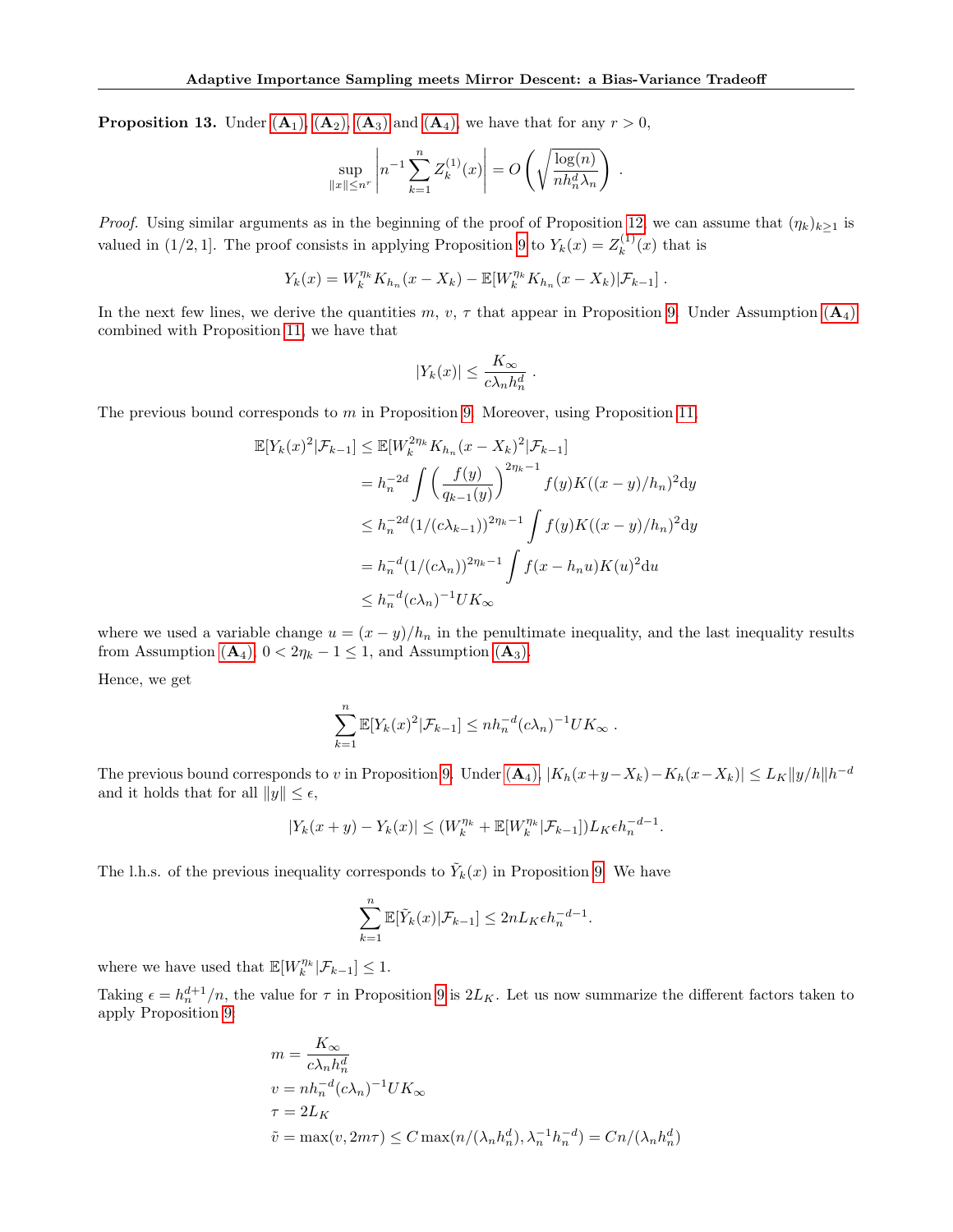**Proposition 13.** Under $(\mathbf{A}_1)$, $(\mathbf{A}_2)$, $(\mathbf{A}_3)$ and $(\mathbf{A}_4)$, we have that for any $r > 0$,

$$\sup_{\|x\| \leq n^r} \left| n^{-1} \sum_{k=1}^{n} Z_k^{(1)}(x) \right| = O\left( \sqrt{\frac{\log(n)}{n h_n^d \lambda_n}} \right) .$$

*Proof.* Using similar arguments as in the beginning of the proof of Proposition 12, we can assume that $(\eta_k)_{k \geq 1}$ is valued in $(1/2, 1]$. The proof consists in applying Proposition 9 to $Y_k(x) = Z_k^{(1)}(x)$ that is

$$Y_k(x) = W_k^{\eta_k} K_{h_n}(x - X_k) - \mathbb{E}[W_k^{\eta_k} K_{h_n}(x - X_k) | \mathcal{F}_{k-1}] .$$

In the next few lines, we derive the quantities $m$, $v$, $\tau$ that appear in Proposition 9. Under Assumption $(\mathbf{A}_4)$ combined with Proposition 11, we have that

$$|Y_k(x)| \leq \frac{K_\infty}{c \lambda_n h_n^d} .$$

The previous bound corresponds to $m$ in Proposition 9. Moreover, using Proposition 11,

$$\begin{aligned}
\mathbb{E}[Y_k(x)^2 | \mathcal{F}_{k-1}] &\leq \mathbb{E}[W_k^{2\eta_k} K_{h_n}(x - X_k)^2 | \mathcal{F}_{k-1}] \\
&= h_n^{-2d} \int \left( \frac{f(y)}{q_{k-1}(y)} \right)^{2\eta_k - 1} f(y) K((x - y)/h_n)^2 \mathrm{d}y \\
&\leq h_n^{-2d} (1/(c\lambda_{k-1}))^{2\eta_k - 1} \int f(y) K((x - y)/h_n)^2 \mathrm{d}y \\
&= h_n^{-d} (1/(c\lambda_n))^{2\eta_k - 1} \int f(x - h_n u) K(u)^2 \mathrm{d}u \\
&\leq h_n^{-d} (c\lambda_n)^{-1} U K_\infty
\end{aligned}$$

where we used a variable change $u = (x - y)/h_n$ in the penultimate inequality, and the last inequality results from Assumption $(\mathbf{A}_4)$, $0 < 2\eta_k - 1 \leq 1$, and Assumption $(\mathbf{A}_3)$.

Hence, we get

$$\sum_{k=1}^{n} \mathbb{E}[Y_k(x)^2 | \mathcal{F}_{k-1}] \leq n h_n^{-d} (c\lambda_n)^{-1} U K_\infty .$$

The previous bound corresponds to $v$ in Proposition 9. Under $(\mathbf{A}_4)$, $|K_h(x + y - X_k) - K_h(x - X_k)| \leq L_K \|y/h\| h^{-d}$ and it holds that for all $\|y\| \leq \epsilon$,

$$|Y_k(x + y) - Y_k(x)| \leq (W_k^{\eta_k} + \mathbb{E}[W_k^{\eta_k} | \mathcal{F}_{k-1}]) L_K \epsilon h_n^{-d-1}.$$

The l.h.s. of the previous inequality corresponds to $\tilde{Y}_k(x)$ in Proposition 9. We have

$$\sum_{k=1}^{n} \mathbb{E}[\tilde{Y}_k(x) | \mathcal{F}_{k-1}] \leq 2n L_K \epsilon h_n^{-d-1}.$$

where we have used that $\mathbb{E}[W_k^{\eta_k} | \mathcal{F}_{k-1}] \leq 1$.

Taking $\epsilon = h_n^{d+1}/n$, the value for $\tau$ in Proposition 9 is $2L_K$. Let us now summarize the different factors taken to apply Proposition 9:

$$\begin{aligned}
m &= \frac{K_\infty}{c \lambda_n h_n^d} \\
v &= n h_n^{-d} (c\lambda_n)^{-1} U K_\infty \\
\tau &= 2L_K \\
\tilde{v} &= \max(v, 2m\tau) \leq C \max(n/(\lambda_n h_n^d), \lambda_n^{-1} h_n^{-d}) = Cn/(\lambda_n h_n^d)
\end{aligned}$$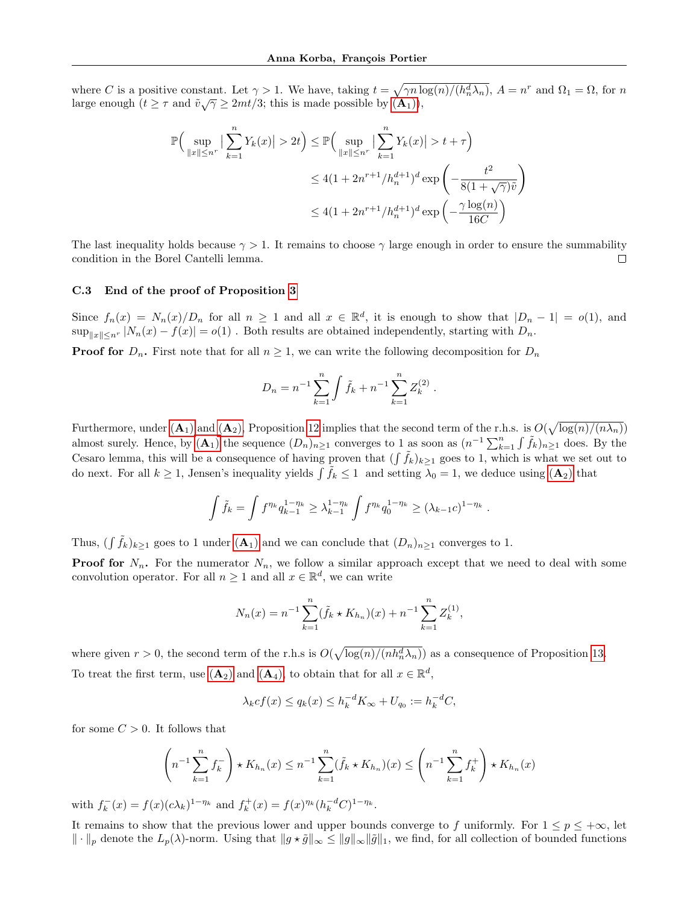where $C$ is a positive constant. Let $\gamma > 1$. We have, taking $t = \sqrt{\gamma n \log(n)/(h_n^d \lambda_n)}$, $A = n^r$ and $\Omega_1 = \Omega$, for $n$ large enough ($t \geq \tau$ and $\tilde{v}\sqrt{\gamma} \geq 2mt/3$; this is made possible by $(\mathbf{A}_1)$),

$$\mathbb{P}\Big( \sup_{\|x\| \leq n^r} \big| \sum_{k=1}^{n} Y_k(x) \big| > 2t \Big) \leq \mathbb{P}\Big( \sup_{\|x\| \leq n^r} \big| \sum_{k=1}^{n} Y_k(x) \big| > t + \tau \Big)$$
$$\leq 4(1 + 2n^{r+1}/h_n^{d+1})^d \exp\left( - \frac{t^2}{8(1+\sqrt{\gamma})\tilde{v}} \right)$$
$$\leq 4(1 + 2n^{r+1}/h_n^{d+1})^d \exp\left( - \frac{\gamma \log(n)}{16C} \right)$$

The last inequality holds because $\gamma > 1$. It remains to choose $\gamma$ large enough in order to ensure the summability condition in the Borel Cantelli lemma. □

### C.3 End of the proof of Proposition 3

Since $f_n(x) = N_n(x)/D_n$ for all $n \geq 1$ and all $x \in \mathbb{R}^d$, it is enough to show that $|D_n - 1| = o(1)$, and $\sup_{\|x\| \leq n^r} |N_n(x) - f(x)| = o(1)$ . Both results are obtained independently, starting with $D_n$.

**Proof for $D_n$.** First note that for all $n \geq 1$, we can write the following decomposition for $D_n$

$$D_n = n^{-1} \sum_{k=1}^{n} \int \tilde{f}_k + n^{-1} \sum_{k=1}^{n} Z_k^{(2)} \ .$$

Furthermore, under $(\mathbf{A}_1)$ and $(\mathbf{A}_2)$, Proposition 12 implies that the second term of the r.h.s. is $O(\sqrt{\log(n)/(n\lambda_n)})$ almost surely. Hence, by $(\mathbf{A}_1)$ the sequence $(D_n)_{n \geq 1}$ converges to 1 as soon as $(n^{-1} \sum_{k=1}^{n} \int \tilde{f}_k)_{n \geq 1}$ does. By the Cesaro lemma, this will be a consequence of having proven that $(\int \tilde{f}_k)_{k \geq 1}$ goes to 1, which is what we set out to do next. For all $k \geq 1$, Jensen's inequality yields $\int \tilde{f}_k \leq 1$ and setting $\lambda_0 = 1$, we deduce using $(\mathbf{A}_2)$ that

$$\int \tilde{f}_k = \int f^{\eta_k} q_{k-1}^{1-\eta_k} \geq \lambda_{k-1}^{1-\eta_k} \int f^{\eta_k} q_0^{1-\eta_k} \geq (\lambda_{k-1} c)^{1-\eta_k} \ .$$

Thus, $(\int \tilde{f}_k)_{k \geq 1}$ goes to 1 under $(\mathbf{A}_1)$ and we can conclude that $(D_n)_{n \geq 1}$ converges to 1.

**Proof for $N_n$.** For the numerator $N_n$, we follow a similar approach except that we need to deal with some convolution operator. For all $n \geq 1$ and all $x \in \mathbb{R}^d$, we can write

$$N_n(x) = n^{-1} \sum_{k=1}^{n} (\tilde{f}_k \star K_{h_n})(x) + n^{-1} \sum_{k=1}^{n} Z_k^{(1)},$$

where given $r > 0$, the second term of the r.h.s is $O(\sqrt{\log(n)/(nh_n^d \lambda_n)})$ as a consequence of Proposition 13.

To treat the first term, use $(\mathbf{A}_2)$ and $(\mathbf{A}_4)$, to obtain that for all $x \in \mathbb{R}^d$,

$$\lambda_k c f(x) \leq q_k(x) \leq h_k^{-d} K_\infty + U_{q_0} := h_k^{-d} C,$$

for some $C > 0$. It follows that

$$\left( n^{-1} \sum_{k=1}^{n} f_k^- \right) \star K_{h_n}(x) \leq n^{-1} \sum_{k=1}^{n} (\tilde{f}_k \star K_{h_n})(x) \leq \left( n^{-1} \sum_{k=1}^{n} f_k^+ \right) \star K_{h_n}(x)$$

with $f_k^-(x) = f(x)(c\lambda_k)^{1-\eta_k}$ and $f_k^+(x) = f(x)^{\eta_k}(h_k^{-d}C)^{1-\eta_k}$.

It remains to show that the previous lower and upper bounds converge to $f$ uniformly. For $1 \leq p \leq +\infty$, let $\|\cdot\|_p$ denote the $L_p(\lambda)$-norm. Using that $\|g \star \tilde{g}\|_\infty \leq \|g\|_\infty \|\tilde{g}\|_1$, we find, for all collection of bounded functions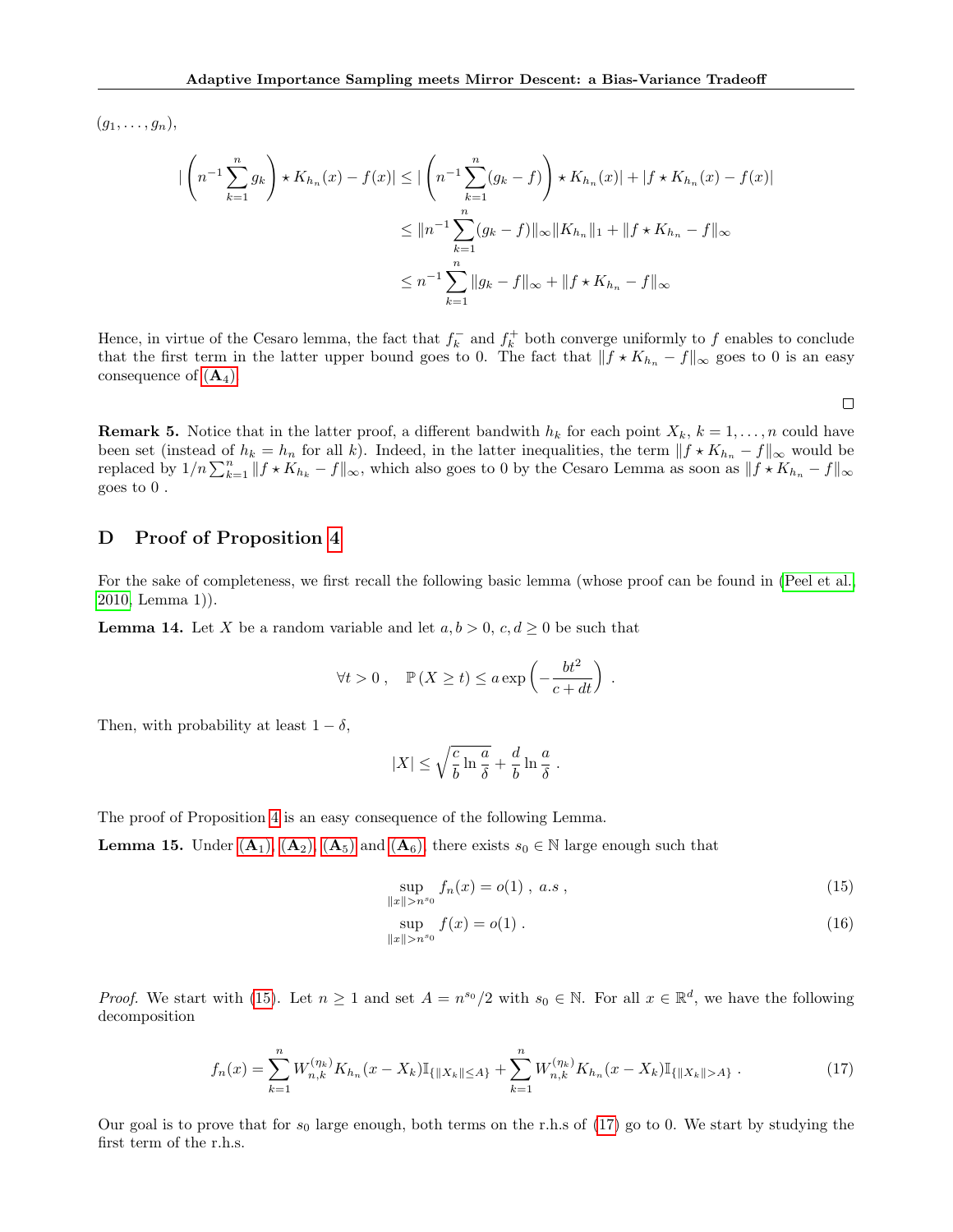$(g_1, \ldots, g_n)$,

$$
\begin{aligned}
\left| \left( n^{-1} \sum_{k=1}^{n} g_k \right) \star K_{h_n}(x) - f(x) \right| &\leq \left| \left( n^{-1} \sum_{k=1}^{n} (g_k - f) \right) \star K_{h_n}(x) \right| + |f \star K_{h_n}(x) - f(x)| \\
&\leq \| n^{-1} \sum_{k=1}^{n} (g_k - f) \|_\infty \|K_{h_n}\|_1 + \|f \star K_{h_n} - f\|_\infty \\
&\leq n^{-1} \sum_{k=1}^{n} \|g_k - f\|_\infty + \|f \star K_{h_n} - f\|_\infty
\end{aligned}
$$

Hence, in virtue of the Cesaro lemma, the fact that $f_k^-$ and $f_k^+$ both converge uniformly to $f$ enables to conclude that the first term in the latter upper bound goes to 0. The fact that $\|f \star K_{h_n} - f\|_\infty$ goes to 0 is an easy consequence of **(A$_4$)**.

□

**Remark 5.** Notice that in the latter proof, a different bandwith $h_k$ for each point $X_k$, $k = 1, \ldots, n$ could have been set (instead of $h_k = h_n$ for all $k$). Indeed, in the latter inequalities, the term $\|f \star K_{h_n} - f\|_\infty$ would be replaced by $1/n \sum_{k=1}^{n} \|f \star K_{h_k} - f\|_\infty$, which also goes to 0 by the Cesaro Lemma as soon as $\|f \star K_{h_n} - f\|_\infty$ goes to 0 .

## D Proof of Proposition 4

For the sake of completeness, we first recall the following basic lemma (whose proof can be found in (Peel et al., 2010, Lemma 1)).

**Lemma 14.** Let $X$ be a random variable and let $a, b > 0$, $c, d \geq 0$ be such that

$$
\forall t > 0 \, , \quad \mathbb{P}(X \geq t) \leq a \exp\left( -\frac{bt^2}{c + dt} \right) \, .
$$

Then, with probability at least $1 - \delta$,

$$
|X| \leq \sqrt{\frac{c}{b} \ln \frac{a}{\delta}} + \frac{d}{b} \ln \frac{a}{\delta} \, .
$$

The proof of Proposition 4 is an easy consequence of the following Lemma.

**Lemma 15.** Under **(A$_1$)**, **(A$_2$)**, **(A$_5$)** and **(A$_6$)**, there exists $s_0 \in \mathbb{N}$ large enough such that

$$
\sup_{\|x\| > n^{s_0}} f_n(x) = o(1) \, , \; a.s \, , \tag{15}
$$

$$
\sup_{\|x\| > n^{s_0}} f(x) = o(1) \, . \tag{16}
$$

*Proof.* We start with (15). Let $n \geq 1$ and set $A = n^{s_0}/2$ with $s_0 \in \mathbb{N}$. For all $x \in \mathbb{R}^d$, we have the following decomposition

$$
f_n(x) = \sum_{k=1}^{n} W_{n,k}^{(\eta_k)} K_{h_n}(x - X_k) \mathbb{I}_{\{\|X_k\| \leq A\}} + \sum_{k=1}^{n} W_{n,k}^{(\eta_k)} K_{h_n}(x - X_k) \mathbb{I}_{\{\|X_k\| > A\}} \, . \tag{17}
$$

Our goal is to prove that for $s_0$ large enough, both terms on the r.h.s of (17) go to 0. We start by studying the first term of the r.h.s.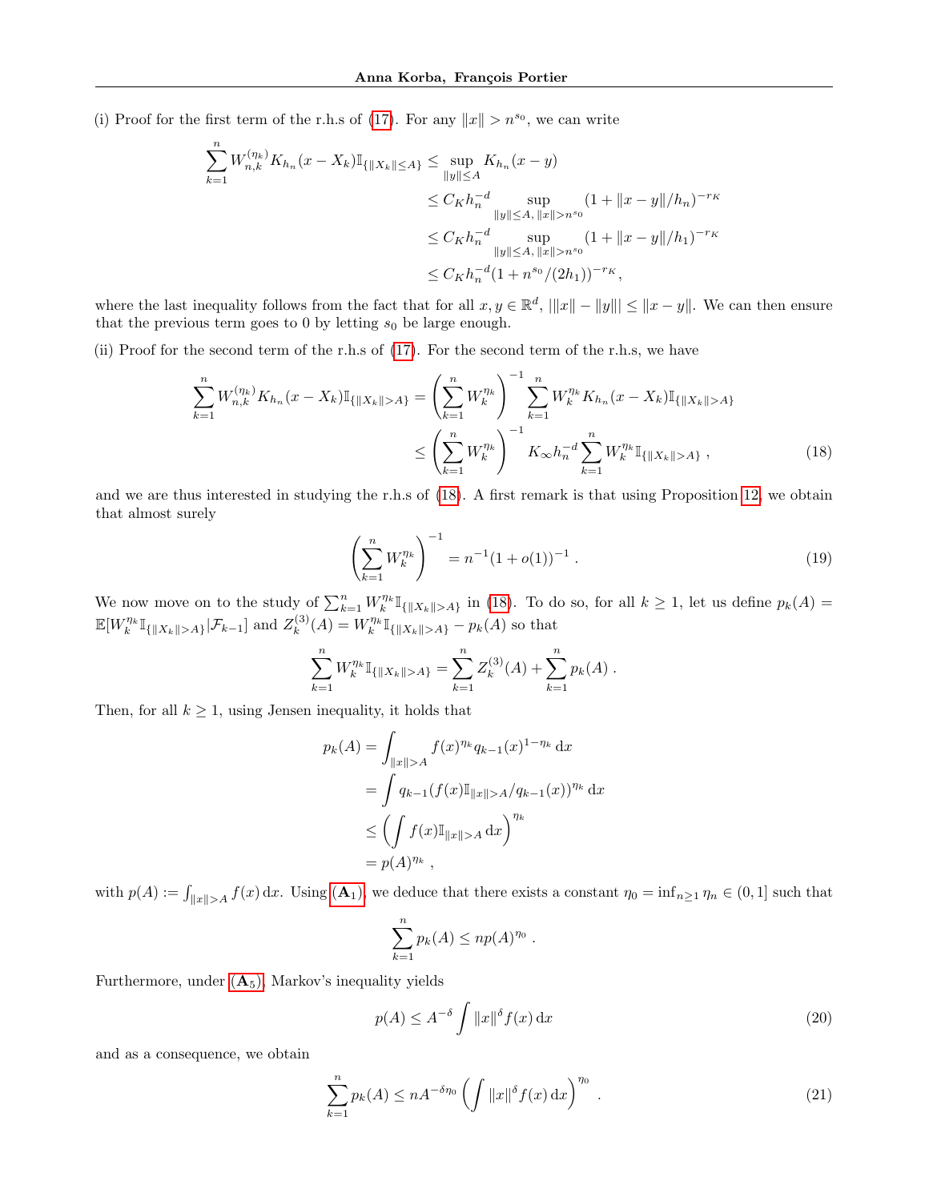(i) Proof for the first term of the r.h.s of (17). For any $\|x\| > n^{s_0}$, we can write

$$
\begin{aligned}
\sum_{k=1}^{n} W_{n,k}^{(\eta_k)} K_{h_n}(x - X_k)\mathbb{I}_{\{\|X_k\|\le A\}} &\le \sup_{\|y\|\le A} K_{h_n}(x-y) \\
&\le C_K h_n^{-d} \sup_{\|y\|\le A,\, \|x\|>n^{s_0}} (1+\|x-y\|/h_n)^{-r_K} \\
&\le C_K h_n^{-d} \sup_{\|y\|\le A,\, \|x\|>n^{s_0}} (1+\|x-y\|/h_1)^{-r_K} \\
&\le C_K h_n^{-d} (1+n^{s_0}/(2h_1))^{-r_K},
\end{aligned}
$$

where the last inequality follows from the fact that for all $x, y \in \mathbb{R}^d$, $|\|x\| - \|y\|| \le \|x-y\|$. We can then ensure that the previous term goes to 0 by letting $s_0$ be large enough.

(ii) Proof for the second term of the r.h.s of (17). For the second term of the r.h.s, we have

$$
\begin{aligned}
\sum_{k=1}^{n} W_{n,k}^{(\eta_k)} K_{h_n}(x - X_k)\mathbb{I}_{\{\|X_k\|> A\}} &= \left(\sum_{k=1}^{n} W_k^{\eta_k}\right)^{-1} \sum_{k=1}^{n} W_k^{\eta_k} K_{h_n}(x-X_k)\mathbb{I}_{\{\|X_k\|>A\}} \\
&\le \left(\sum_{k=1}^{n} W_k^{\eta_k}\right)^{-1} K_\infty h_n^{-d} \sum_{k=1}^{n} W_k^{\eta_k}\mathbb{I}_{\{\|X_k\|>A\}}\ , \qquad (18)
\end{aligned}
$$

and we are thus interested in studying the r.h.s of (18). A first remark is that using Proposition 12, we obtain that almost surely

$$
\left(\sum_{k=1}^{n} W_k^{\eta_k}\right)^{-1} = n^{-1}(1+o(1))^{-1}\ . \qquad (19)
$$

We now move on to the study of $\sum_{k=1}^{n} W_k^{\eta_k}\mathbb{I}_{\{\|X_k\|>A\}}$ in (18). To do so, for all $k \ge 1$, let us define $p_k(A) = \mathbb{E}[W_k^{\eta_k}\mathbb{I}_{\{\|X_k\|>A\}}|\mathcal{F}_{k-1}]$ and $Z_k^{(3)}(A) = W_k^{\eta_k}\mathbb{I}_{\{\|X_k\|>A\}} - p_k(A)$ so that

$$
\sum_{k=1}^{n} W_k^{\eta_k}\mathbb{I}_{\{\|X_k\|>A\}} = \sum_{k=1}^{n} Z_k^{(3)}(A) + \sum_{k=1}^{n} p_k(A)\ .
$$

Then, for all $k \ge 1$, using Jensen inequality, it holds that

$$
\begin{aligned}
p_k(A) &= \int_{\|x\|>A} f(x)^{\eta_k} q_{k-1}(x)^{1-\eta_k}\,\mathrm{d}x \\
&= \int q_{k-1}(f(x)\mathbb{I}_{\|x\|>A}/q_{k-1}(x))^{\eta_k}\,\mathrm{d}x \\
&\le \left(\int f(x)\mathbb{I}_{\|x\|>A}\,\mathrm{d}x\right)^{\eta_k} \\
&= p(A)^{\eta_k}\ ,
\end{aligned}
$$

with $p(A) := \int_{\|x\|>A} f(x)\,\mathrm{d}x$. Using $(\mathbf{A}_1)$, we deduce that there exists a constant $\eta_0 = \inf_{n\ge1}\eta_n \in (0,1]$ such that

$$
\sum_{k=1}^{n} p_k(A) \le np(A)^{\eta_0}\ .
$$

Furthermore, under $(\mathbf{A}_5)$, Markov's inequality yields

$$
p(A) \le A^{-\delta}\int \|x\|^\delta f(x)\,\mathrm{d}x \qquad (20)
$$

and as a consequence, we obtain

$$
\sum_{k=1}^{n} p_k(A) \le nA^{-\delta\eta_0}\left(\int \|x\|^\delta f(x)\,\mathrm{d}x\right)^{\eta_0}\ . \qquad (21)
$$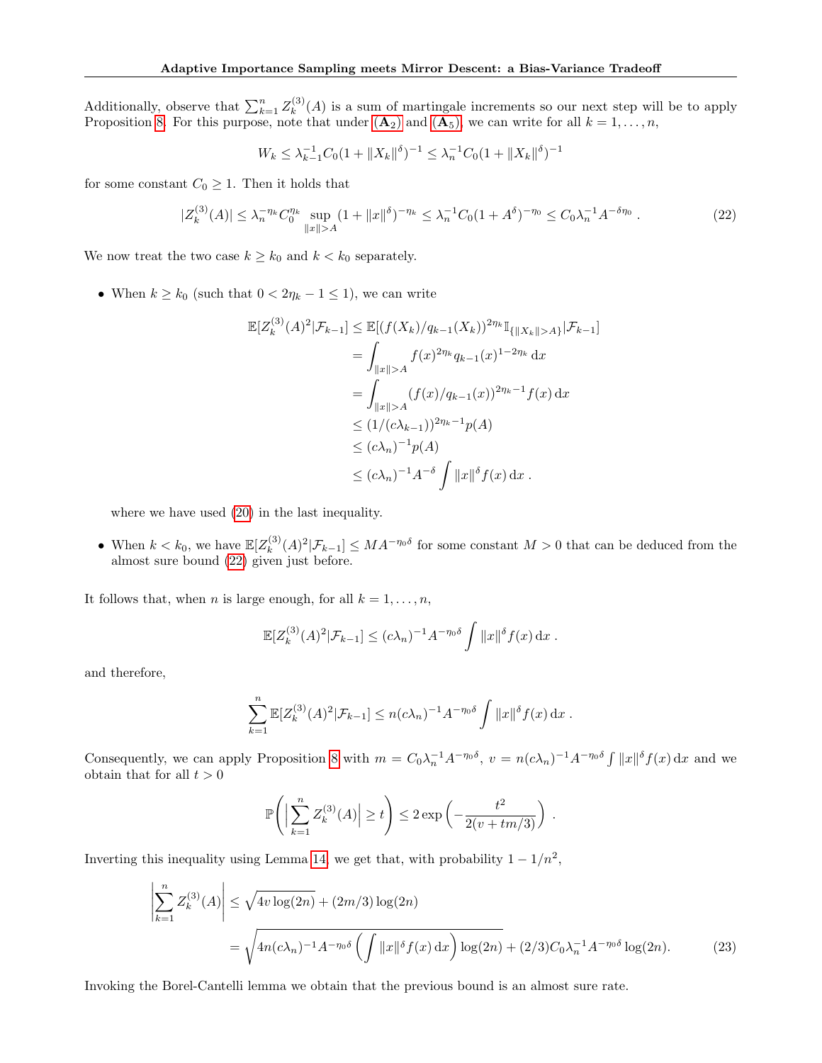Additionally, observe that $\sum_{k=1}^n Z_k^{(3)}(A)$ is a sum of martingale increments so our next step will be to apply Proposition 8. For this purpose, note that under $(\mathbf{A}_2)$ and $(\mathbf{A}_5)$, we can write for all $k = 1, \ldots, n$,

$$W_k \le \lambda_{k-1}^{-1} C_0 (1 + \|X_k\|^\delta)^{-1} \le \lambda_n^{-1} C_0 (1 + \|X_k\|^\delta)^{-1}$$

for some constant $C_0 \ge 1$. Then it holds that

$$|Z_k^{(3)}(A)| \le \lambda_n^{-\eta_k} C_0^{\eta_k} \sup_{\|x\|>A} (1 + \|x\|^\delta)^{-\eta_k} \le \lambda_n^{-1} C_0 (1 + A^\delta)^{-\eta_0} \le C_0 \lambda_n^{-1} A^{-\delta \eta_0} \,. \tag{22}$$

We now treat the two case $k \ge k_0$ and $k < k_0$ separately.

- When $k \ge k_0$ (such that $0 < 2\eta_k - 1 \le 1$), we can write

$$\begin{aligned}
\mathbb{E}[Z_k^{(3)}(A)^2 | \mathcal{F}_{k-1}] &\le \mathbb{E}[(f(X_k)/q_{k-1}(X_k))^{2\eta_k} \mathbb{I}_{\{\|X_k\|>A\}} | \mathcal{F}_{k-1}] \\
&= \int_{\|x\|>A} f(x)^{2\eta_k} q_{k-1}(x)^{1-2\eta_k} \, \mathrm{d}x \\
&= \int_{\|x\|>A} (f(x)/q_{k-1}(x))^{2\eta_k - 1} f(x) \, \mathrm{d}x \\
&\le (1/(c\lambda_{k-1}))^{2\eta_k - 1} p(A) \\
&\le (c\lambda_n)^{-1} p(A) \\
&\le (c\lambda_n)^{-1} A^{-\delta} \int \|x\|^\delta f(x) \, \mathrm{d}x \,.
\end{aligned}$$

  where we have used (20) in the last inequality.

- When $k < k_0$, we have $\mathbb{E}[Z_k^{(3)}(A)^2 | \mathcal{F}_{k-1}] \le M A^{-\eta_0 \delta}$ for some constant $M > 0$ that can be deduced from the almost sure bound (22) given just before.

It follows that, when $n$ is large enough, for all $k = 1, \ldots, n$,

$$\mathbb{E}[Z_k^{(3)}(A)^2 | \mathcal{F}_{k-1}] \le (c\lambda_n)^{-1} A^{-\eta_0 \delta} \int \|x\|^\delta f(x) \, \mathrm{d}x \,.$$

and therefore,

$$\sum_{k=1}^n \mathbb{E}[Z_k^{(3)}(A)^2 | \mathcal{F}_{k-1}] \le n (c\lambda_n)^{-1} A^{-\eta_0 \delta} \int \|x\|^\delta f(x) \, \mathrm{d}x \,.$$

Consequently, we can apply Proposition 8 with $m = C_0 \lambda_n^{-1} A^{-\eta_0 \delta}$, $v = n (c\lambda_n)^{-1} A^{-\eta_0 \delta} \int \|x\|^\delta f(x) \, \mathrm{d}x$ and we obtain that for all $t > 0$

$$\mathbb{P}\left( \Big| \sum_{k=1}^n Z_k^{(3)}(A) \Big| \ge t \right) \le 2 \exp\left( -\frac{t^2}{2(v + tm/3)} \right) \,.$$

Inverting this inequality using Lemma 14, we get that, with probability $1 - 1/n^2$,

$$\begin{aligned}
\left| \sum_{k=1}^n Z_k^{(3)}(A) \right| &\le \sqrt{4v \log(2n)} + (2m/3) \log(2n) \\
&= \sqrt{4n (c\lambda_n)^{-1} A^{-\eta_0 \delta} \left( \int \|x\|^\delta f(x) \, \mathrm{d}x \right) \log(2n)} + (2/3) C_0 \lambda_n^{-1} A^{-\eta_0 \delta} \log(2n).
\end{aligned} \tag{23}$$

Invoking the Borel-Cantelli lemma we obtain that the previous bound is an almost sure rate.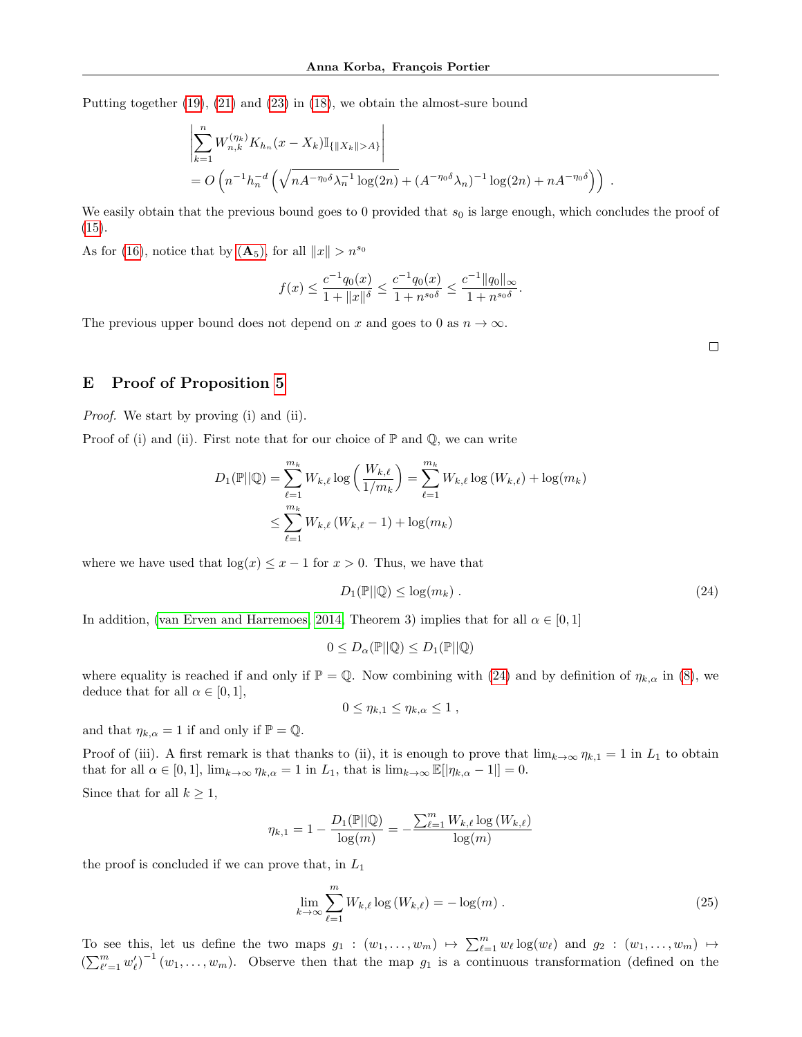Putting together (19), (21) and (23) in (18), we obtain the almost-sure bound

$$
\begin{aligned}
&\left|\sum_{k=1}^{n} W_{n,k}^{(\eta_k)} K_{h_n}(x - X_k)\mathbb{I}_{\{\|X_k\|>A\}}\right| \\
&= O\left(n^{-1}h_n^{-d}\left(\sqrt{nA^{-\eta_0\delta}\lambda_n^{-1}\log(2n)} + (A^{-\eta_0\delta}\lambda_n)^{-1}\log(2n) + nA^{-\eta_0\delta}\right)\right) .
\end{aligned}
$$

We easily obtain that the previous bound goes to 0 provided that $s_0$ is large enough, which concludes the proof of (15).

As for (16), notice that by $(\mathbf{A}_5)$, for all $\|x\| > n^{s_0}$

$$
f(x) \leq \frac{c^{-1}q_0(x)}{1+\|x\|^\delta} \leq \frac{c^{-1}q_0(x)}{1+n^{s_0\delta}} \leq \frac{c^{-1}\|q_0\|_\infty}{1+n^{s_0\delta}}.
$$

The previous upper bound does not depend on $x$ and goes to 0 as $n \to \infty$.

□

## E Proof of Proposition 5

*Proof.* We start by proving (i) and (ii).

Proof of (i) and (ii). First note that for our choice of $\mathbb{P}$ and $\mathbb{Q}$, we can write

$$
\begin{aligned}
D_1(\mathbb{P}||\mathbb{Q}) &= \sum_{\ell=1}^{m_k} W_{k,\ell}\log\left(\frac{W_{k,\ell}}{1/m_k}\right) = \sum_{\ell=1}^{m_k} W_{k,\ell}\log\left(W_{k,\ell}\right) + \log(m_k) \\
&\leq \sum_{\ell=1}^{m_k} W_{k,\ell}\left(W_{k,\ell} - 1\right) + \log(m_k)
\end{aligned}
$$

where we have used that $\log(x) \leq x - 1$ for $x > 0$. Thus, we have that

$$
D_1(\mathbb{P}||\mathbb{Q}) \leq \log(m_k) \ . \tag{24}
$$

In addition, (van Erven and Harremoes, 2014, Theorem 3) implies that for all $\alpha \in [0,1]$

$$
0 \leq D_\alpha(\mathbb{P}||\mathbb{Q}) \leq D_1(\mathbb{P}||\mathbb{Q})
$$

where equality is reached if and only if $\mathbb{P} = \mathbb{Q}$. Now combining with (24) and by definition of $\eta_{k,\alpha}$ in (8), we deduce that for all $\alpha \in [0,1]$,

$$
0 \leq \eta_{k,1} \leq \eta_{k,\alpha} \leq 1 \ ,
$$

and that $\eta_{k,\alpha} = 1$ if and only if $\mathbb{P} = \mathbb{Q}$.

Proof of (iii). A first remark is that thanks to (ii), it is enough to prove that $\lim_{k\to\infty}\eta_{k,1} = 1$ in $L_1$ to obtain that for all $\alpha \in [0,1]$, $\lim_{k\to\infty}\eta_{k,\alpha} = 1$ in $L_1$, that is $\lim_{k\to\infty}\mathbb{E}[|\eta_{k,\alpha} - 1|] = 0$.

Since that for all $k \geq 1$,

$$
\eta_{k,1} = 1 - \frac{D_1(\mathbb{P}||\mathbb{Q})}{\log(m)} = -\frac{\sum_{\ell=1}^{m} W_{k,\ell}\log\left(W_{k,\ell}\right)}{\log(m)}
$$

the proof is concluded if we can prove that, in $L_1$

$$
\lim_{k\to\infty}\sum_{\ell=1}^{m} W_{k,\ell}\log\left(W_{k,\ell}\right) = -\log(m) \ . \tag{25}
$$

To see this, let us define the two maps $g_1 : (w_1, \ldots, w_m) \mapsto \sum_{\ell=1}^{m} w_\ell \log(w_\ell)$ and $g_2 : (w_1, \ldots, w_m) \mapsto \left(\sum_{\ell'=1}^{m} w'_\ell\right)^{-1}(w_1, \ldots, w_m)$. Observe then that the map $g_1$ is a continuous transformation (defined on the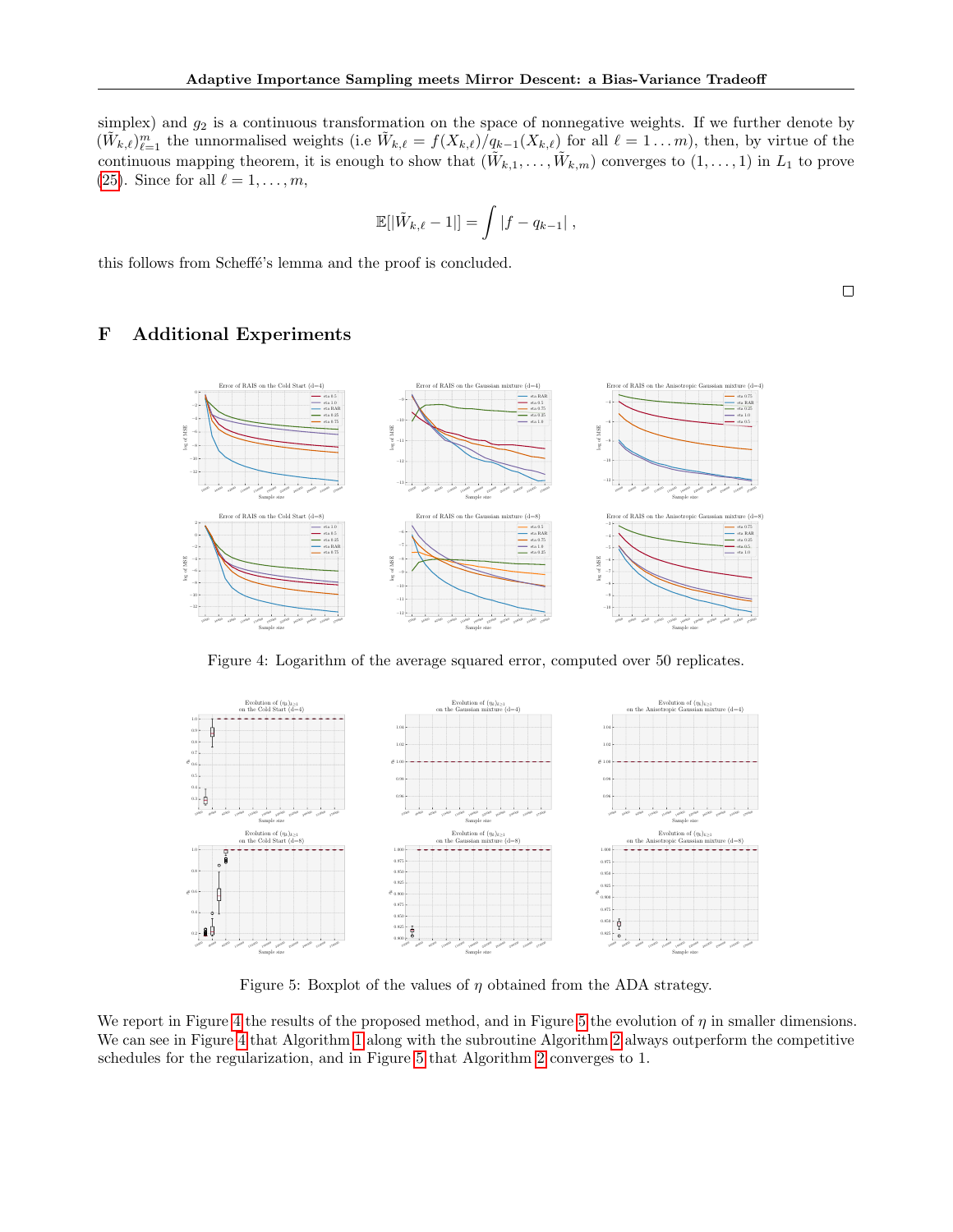simplex) and $g_2$ is a continuous transformation on the space of nonnegative weights. If we further denote by $(\tilde{W}_{k,\ell})_{\ell=1}^m$ the unnormalised weights (i.e $\tilde{W}_{k,\ell} = f(X_{k,\ell})/q_{k-1}(X_{k,\ell})$ for all $\ell = 1 \dots m$), then, by virtue of the continuous mapping theorem, it is enough to show that $(\tilde{W}_{k,1}, \dots, \tilde{W}_{k,m})$ converges to $(1, \dots, 1)$ in $L_1$ to prove (25). Since for all $\ell = 1, \dots, m$,

$$\mathbb{E}[|\tilde{W}_{k,\ell} - 1|] = \int |f - q_{k-1}| \ ,$$

this follows from Scheffé's lemma and the proof is concluded.

□

# F Additional Experiments

Figure 4: Logarithm of the average squared error, computed over 50 replicates.

Figure 5: Boxplot of the values of $\eta$ obtained from the ADA strategy.

We report in Figure 4 the results of the proposed method, and in Figure 5 the evolution of $\eta$ in smaller dimensions. We can see in Figure 4 that Algorithm 1 along with the subroutine Algorithm 2 always outperform the competitive schedules for the regularization, and in Figure 5 that Algorithm 2 converges to 1.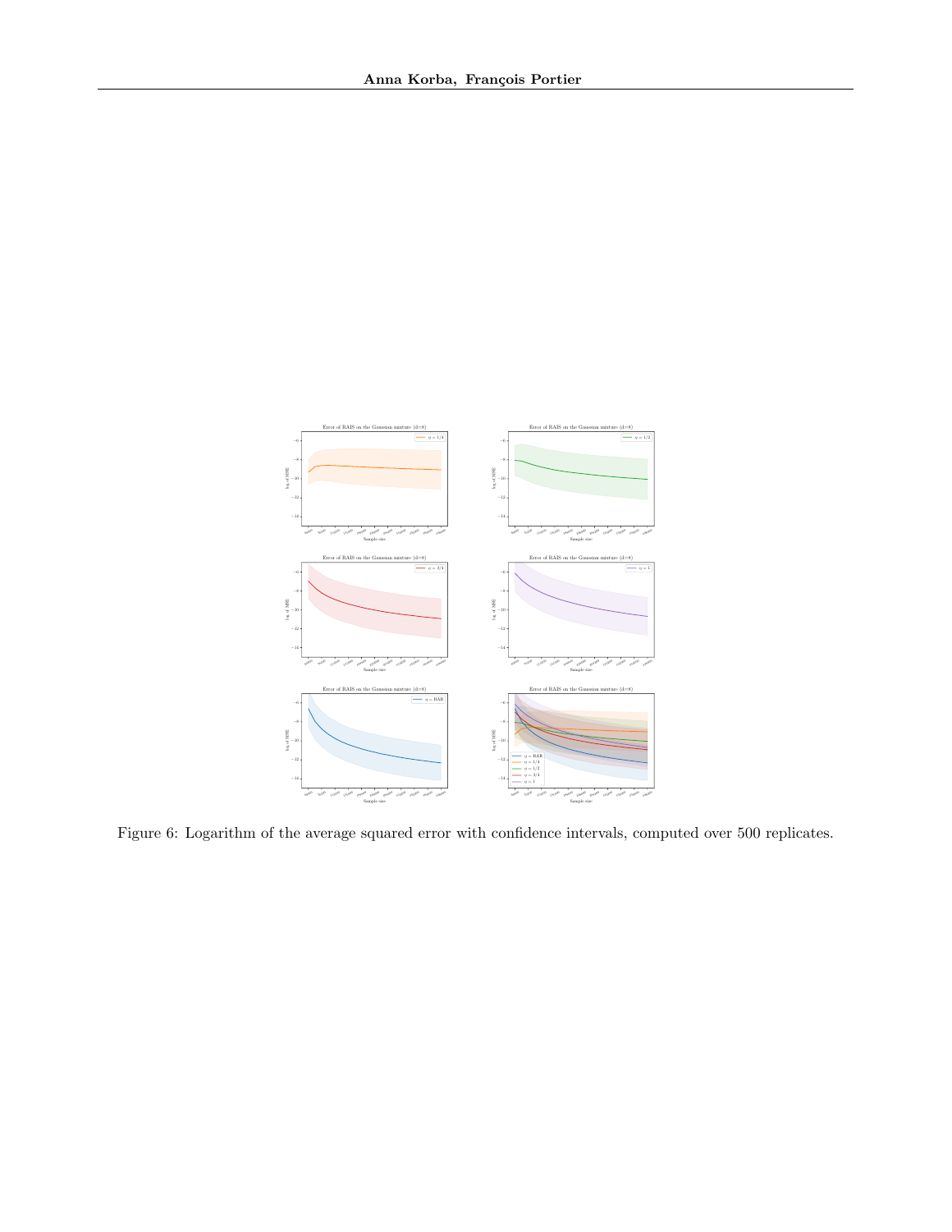Error of RAIS on the Gaussian mixture (d=8)

log of MSE

Sample size

$\eta = 1/4$

Error of RAIS on the Gaussian mixture (d=8)

$\eta = 1/2$

Error of RAIS on the Gaussian mixture (d=8)

$\eta = 3/4$

Error of RAIS on the Gaussian mixture (d=8)

$\eta = 1$

Error of RAIS on the Gaussian mixture (d=8)

$\eta = \text{RAR}$

Error of RAIS on the Gaussian mixture (d=8)

$\eta = \text{RAR}$

$\eta = 1/4$

$\eta = 1/2$

$\eta = 3/4$

$\eta = 1$

Figure 6: Logarithm of the average squared error with confidence intervals, computed over 500 replicates.